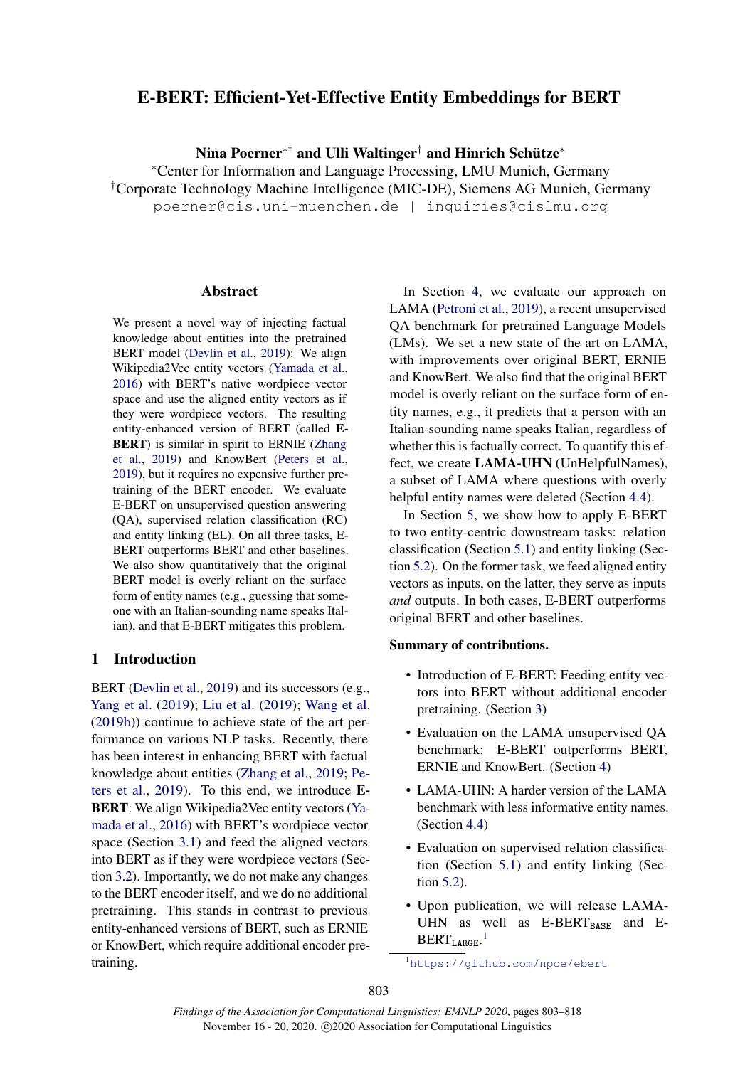# E-BERT: Efficient-Yet-Effective Entity Embeddings for BERT

**Nina Poerner**[*†] **and Ulli Waltinger**[†] **and Hinrich Schütze**[*]

[*]Center for Information and Language Processing, LMU Munich, Germany
[†]Corporate Technology Machine Intelligence (MIC-DE), Siemens AG Munich, Germany
poerner@cis.uni-muenchen.de | inquiries@cislmu.org

## Abstract

We present a novel way of injecting factual knowledge about entities into the pretrained BERT model (Devlin et al., 2019): We align Wikipedia2Vec entity vectors (Yamada et al., 2016) with BERT's native wordpiece vector space and use the aligned entity vectors as if they were wordpiece vectors. The resulting entity-enhanced version of BERT (called **E-BERT**) is similar in spirit to ERNIE (Zhang et al., 2019) and KnowBert (Peters et al., 2019), but it requires no expensive further pretraining of the BERT encoder. We evaluate E-BERT on unsupervised question answering (QA), supervised relation classification (RC) and entity linking (EL). On all three tasks, E-BERT outperforms BERT and other baselines. We also show quantitatively that the original BERT model is overly reliant on the surface form of entity names (e.g., guessing that someone with an Italian-sounding name speaks Italian), and that E-BERT mitigates this problem.

## 1 Introduction

BERT (Devlin et al., 2019) and its successors (e.g., Yang et al. (2019); Liu et al. (2019); Wang et al. (2019b)) continue to achieve state of the art performance on various NLP tasks. Recently, there has been interest in enhancing BERT with factual knowledge about entities (Zhang et al., 2019; Peters et al., 2019). To this end, we introduce **E-BERT**: We align Wikipedia2Vec entity vectors (Yamada et al., 2016) with BERT's wordpiece vector space (Section 3.1) and feed the aligned vectors into BERT as if they were wordpiece vectors (Section 3.2). Importantly, we do not make any changes to the BERT encoder itself, and we do no additional pretraining. This stands in contrast to previous entity-enhanced versions of BERT, such as ERNIE or KnowBert, which require additional encoder pretraining.

In Section 4, we evaluate our approach on LAMA (Petroni et al., 2019), a recent unsupervised QA benchmark for pretrained Language Models (LMs). We set a new state of the art on LAMA, with improvements over original BERT, ERNIE and KnowBert. We also find that the original BERT model is overly reliant on the surface form of entity names, e.g., it predicts that a person with an Italian-sounding name speaks Italian, regardless of whether this is factually correct. To quantify this effect, we create **LAMA-UHN** (UnHelpfulNames), a subset of LAMA where questions with overly helpful entity names were deleted (Section 4.4).

In Section 5, we show how to apply E-BERT to two entity-centric downstream tasks: relation classification (Section 5.1) and entity linking (Section 5.2). On the former task, we feed aligned entity vectors as inputs, on the latter, they serve as inputs *and* outputs. In both cases, E-BERT outperforms original BERT and other baselines.

**Summary of contributions.**

- Introduction of E-BERT: Feeding entity vectors into BERT without additional encoder pretraining. (Section 3)
- Evaluation on the LAMA unsupervised QA benchmark: E-BERT outperforms BERT, ERNIE and KnowBert. (Section 4)
- LAMA-UHN: A harder version of the LAMA benchmark with less informative entity names. (Section 4.4)
- Evaluation on supervised relation classification (Section 5.1) and entity linking (Section 5.2).
- Upon publication, we will release LAMA-UHN as well as E-BERT$_{\text{BASE}}$ and E-BERT$_{\text{LARGE}}$.[1]

[1]https://github.com/npoe/ebert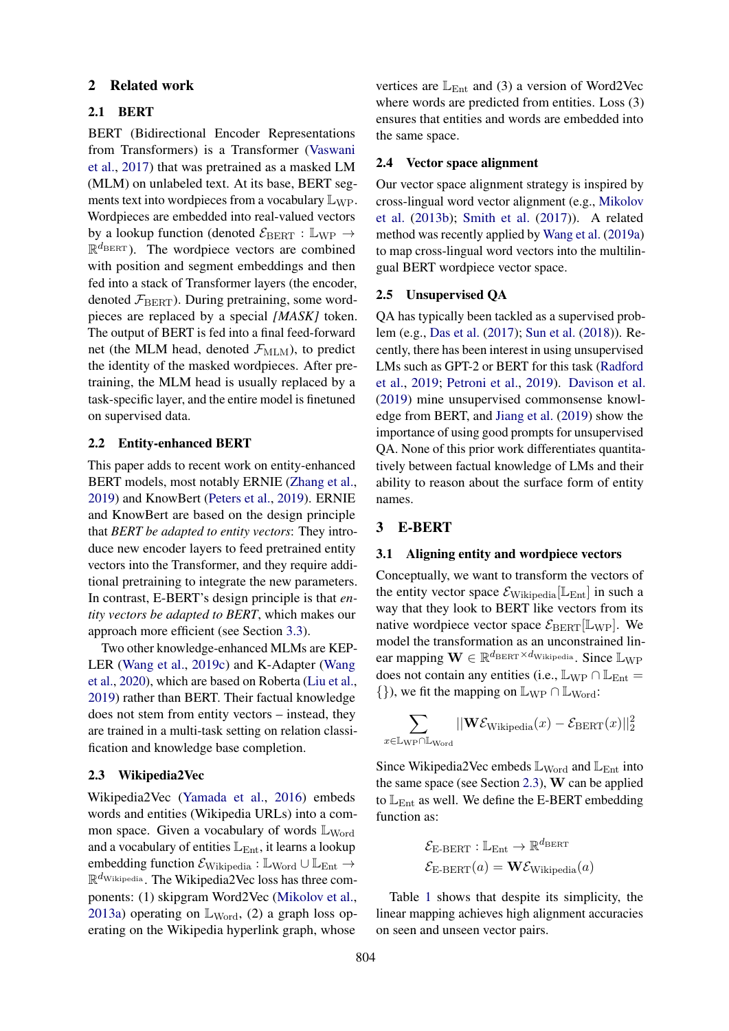## 2 Related work

### 2.1 BERT

BERT (Bidirectional Encoder Representations from Transformers) is a Transformer (Vaswani et al., 2017) that was pretrained as a masked LM (MLM) on unlabeled text. At its base, BERT segments text into wordpieces from a vocabulary $\mathbb{L}_{\text{WP}}$. Wordpieces are embedded into real-valued vectors by a lookup function (denoted $\mathcal{E}_{\text{BERT}} : \mathbb{L}_{\text{WP}} \rightarrow \mathbb{R}^{d_{\text{BERT}}}$). The wordpiece vectors are combined with position and segment embeddings and then fed into a stack of Transformer layers (the encoder, denoted $\mathcal{F}_{\text{BERT}}$). During pretraining, some wordpieces are replaced by a special *[MASK]* token. The output of BERT is fed into a final feed-forward net (the MLM head, denoted $\mathcal{F}_{\text{MLM}}$), to predict the identity of the masked wordpieces. After pretraining, the MLM head is usually replaced by a task-specific layer, and the entire model is finetuned on supervised data.

### 2.2 Entity-enhanced BERT

This paper adds to recent work on entity-enhanced BERT models, most notably ERNIE (Zhang et al., 2019) and KnowBert (Peters et al., 2019). ERNIE and KnowBert are based on the design principle that *BERT be adapted to entity vectors*: They introduce new encoder layers to feed pretrained entity vectors into the Transformer, and they require additional pretraining to integrate the new parameters. In contrast, E-BERT's design principle is that *entity vectors be adapted to BERT*, which makes our approach more efficient (see Section 3.3).

Two other knowledge-enhanced MLMs are KEPLER (Wang et al., 2019c) and K-Adapter (Wang et al., 2020), which are based on Roberta (Liu et al., 2019) rather than BERT. Their factual knowledge does not stem from entity vectors – instead, they are trained in a multi-task setting on relation classification and knowledge base completion.

### 2.3 Wikipedia2Vec

Wikipedia2Vec (Yamada et al., 2016) embeds words and entities (Wikipedia URLs) into a common space. Given a vocabulary of words $\mathbb{L}_{\text{Word}}$ and a vocabulary of entities $\mathbb{L}_{\text{Ent}}$, it learns a lookup embedding function $\mathcal{E}_{\text{Wikipedia}} : \mathbb{L}_{\text{Word}} \cup \mathbb{L}_{\text{Ent}} \rightarrow \mathbb{R}^{d_{\text{Wikipedia}}}$. The Wikipedia2Vec loss has three components: (1) skipgram Word2Vec (Mikolov et al., 2013a) operating on $\mathbb{L}_{\text{Word}}$, (2) a graph loss operating on the Wikipedia hyperlink graph, whose vertices are $\mathbb{L}_{\text{Ent}}$ and (3) a version of Word2Vec where words are predicted from entities. Loss (3) ensures that entities and words are embedded into the same space.

### 2.4 Vector space alignment

Our vector space alignment strategy is inspired by cross-lingual word vector alignment (e.g., Mikolov et al. (2013b); Smith et al. (2017)). A related method was recently applied by Wang et al. (2019a) to map cross-lingual word vectors into the multilingual BERT wordpiece vector space.

### 2.5 Unsupervised QA

QA has typically been tackled as a supervised problem (e.g., Das et al. (2017); Sun et al. (2018)). Recently, there has been interest in using unsupervised LMs such as GPT-2 or BERT for this task (Radford et al., 2019; Petroni et al., 2019). Davison et al. (2019) mine unsupervised commonsense knowledge from BERT, and Jiang et al. (2019) show the importance of using good prompts for unsupervised QA. None of this prior work differentiates quantitatively between factual knowledge of LMs and their ability to reason about the surface form of entity names.

## 3 E-BERT

### 3.1 Aligning entity and wordpiece vectors

Conceptually, we want to transform the vectors of the entity vector space $\mathcal{E}_{\text{Wikipedia}}[\mathbb{L}_{\text{Ent}}]$ in such a way that they look to BERT like vectors from its native wordpiece vector space $\mathcal{E}_{\text{BERT}}[\mathbb{L}_{\text{WP}}]$. We model the transformation as an unconstrained linear mapping $\mathbf{W} \in \mathbb{R}^{d_{\text{BERT}} \times d_{\text{Wikipedia}}}$. Since $\mathbb{L}_{\text{WP}}$ does not contain any entities (i.e., $\mathbb{L}_{\text{WP}} \cap \mathbb{L}_{\text{Ent}} = \{\}$), we fit the mapping on $\mathbb{L}_{\text{WP}} \cap \mathbb{L}_{\text{Word}}$:

$$\sum_{x \in \mathbb{L}_{\text{WP}} \cap \mathbb{L}_{\text{Word}}} ||\mathbf{W}\mathcal{E}_{\text{Wikipedia}}(x) - \mathcal{E}_{\text{BERT}}(x)||_2^2$$

Since Wikipedia2Vec embeds $\mathbb{L}_{\text{Word}}$ and $\mathbb{L}_{\text{Ent}}$ into the same space (see Section 2.3), $\mathbf{W}$ can be applied to $\mathbb{L}_{\text{Ent}}$ as well. We define the E-BERT embedding function as:

$$\mathcal{E}_{\text{E-BERT}} : \mathbb{L}_{\text{Ent}} \rightarrow \mathbb{R}^{d_{\text{BERT}}}$$
$$\mathcal{E}_{\text{E-BERT}}(a) = \mathbf{W}\mathcal{E}_{\text{Wikipedia}}(a)$$

Table 1 shows that despite its simplicity, the linear mapping achieves high alignment accuracies on seen and unseen vector pairs.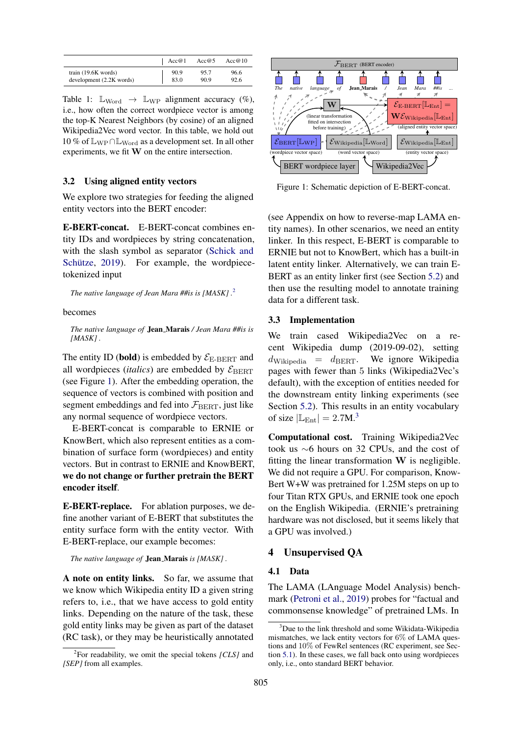|  | Acc@1 | Acc@5 | Acc@10 |
|---|---|---|---|
| train (19.6K words) | 90.9 | 95.7 | 96.6 |
| development (2.2K words) | 83.0 | 90.9 | 92.6 |

Table 1: $\mathbb{L}_{\text{Word}} \rightarrow \mathbb{L}_{\text{WP}}$ alignment accuracy (%), i.e., how often the correct wordpiece vector is among the top-K Nearest Neighbors (by cosine) of an aligned Wikipedia2Vec word vector. In this table, we hold out 10 % of $\mathbb{L}_{\text{WP}} \cap \mathbb{L}_{\text{Word}}$ as a development set. In all other experiments, we fit $\mathbf{W}$ on the entire intersection.

### 3.2 Using aligned entity vectors

We explore two strategies for feeding the aligned entity vectors into the BERT encoder:

**E-BERT-concat.** E-BERT-concat combines entity IDs and wordpieces by string concatenation, with the slash symbol as separator (Schick and Schütze, 2019). For example, the wordpiece-tokenized input

*The native language of Jean Mara ##is is [MASK] .*[2]

becomes

*The native language of* **Jean_Marais** */ Jean Mara ##is is [MASK] .*

The entity ID (**bold**) is embedded by $\mathcal{E}_{\text{E-BERT}}$ and all wordpieces (*italics*) are embedded by $\mathcal{E}_{\text{BERT}}$ (see Figure 1). After the embedding operation, the sequence of vectors is combined with position and segment embeddings and fed into $\mathcal{F}_{\text{BERT}}$, just like any normal sequence of wordpiece vectors.

E-BERT-concat is comparable to ERNIE or KnowBert, which also represent entities as a combination of surface form (wordpieces) and entity vectors. But in contrast to ERNIE and KnowBERT, **we do not change or further pretrain the BERT encoder itself**.

**E-BERT-replace.** For ablation purposes, we define another variant of E-BERT that substitutes the entity surface form with the entity vector. With E-BERT-replace, our example becomes:

*The native language of* **Jean_Marais** *is [MASK] .*

**A note on entity links.** So far, we assume that we know which Wikipedia entity ID a given string refers to, i.e., that we have access to gold entity links. Depending on the nature of the task, these gold entity links may be given as part of the dataset (RC task), or they may be heuristically annotated

[2]For readability, we omit the special tokens *[CLS]* and *[SEP]* from all examples.

Figure 1: Schematic depiction of E-BERT-concat.

(see Appendix on how to reverse-map LAMA entity names). In other scenarios, we need an entity linker. In this respect, E-BERT is comparable to ERNIE but not to KnowBert, which has a built-in latent entity linker. Alternatively, we can train E-BERT as an entity linker first (see Section 5.2) and then use the resulting model to annotate training data for a different task.

### 3.3 Implementation

We train cased Wikipedia2Vec on a recent Wikipedia dump (2019-09-02), setting $d_{\text{Wikipedia}} = d_{\text{BERT}}$. We ignore Wikipedia pages with fewer than 5 links (Wikipedia2Vec's default), with the exception of entities needed for the downstream entity linking experiments (see Section 5.2). This results in an entity vocabulary of size $|\mathbb{L}_{\text{Ent}}| = 2.7\text{M}$.[3]

**Computational cost.** Training Wikipedia2Vec took us ∼6 hours on 32 CPUs, and the cost of fitting the linear transformation $\mathbf{W}$ is negligible. We did not require a GPU. For comparison, KnowBert W+W was pretrained for 1.25M steps on up to four Titan RTX GPUs, and ERNIE took one epoch on the English Wikipedia. (ERNIE's pretraining hardware was not disclosed, but it seems likely that a GPU was involved.)

## 4 Unsupervised QA

### 4.1 Data

The LAMA (LAnguage Model Analysis) benchmark (Petroni et al., 2019) probes for "factual and commonsense knowledge" of pretrained LMs. In

[3]Due to the link threshold and some Wikidata-Wikipedia mismatches, we lack entity vectors for 6% of LAMA questions and 10% of FewRel sentences (RC experiment, see Section 5.1). In these cases, we fall back onto using wordpieces only, i.e., onto standard BERT behavior.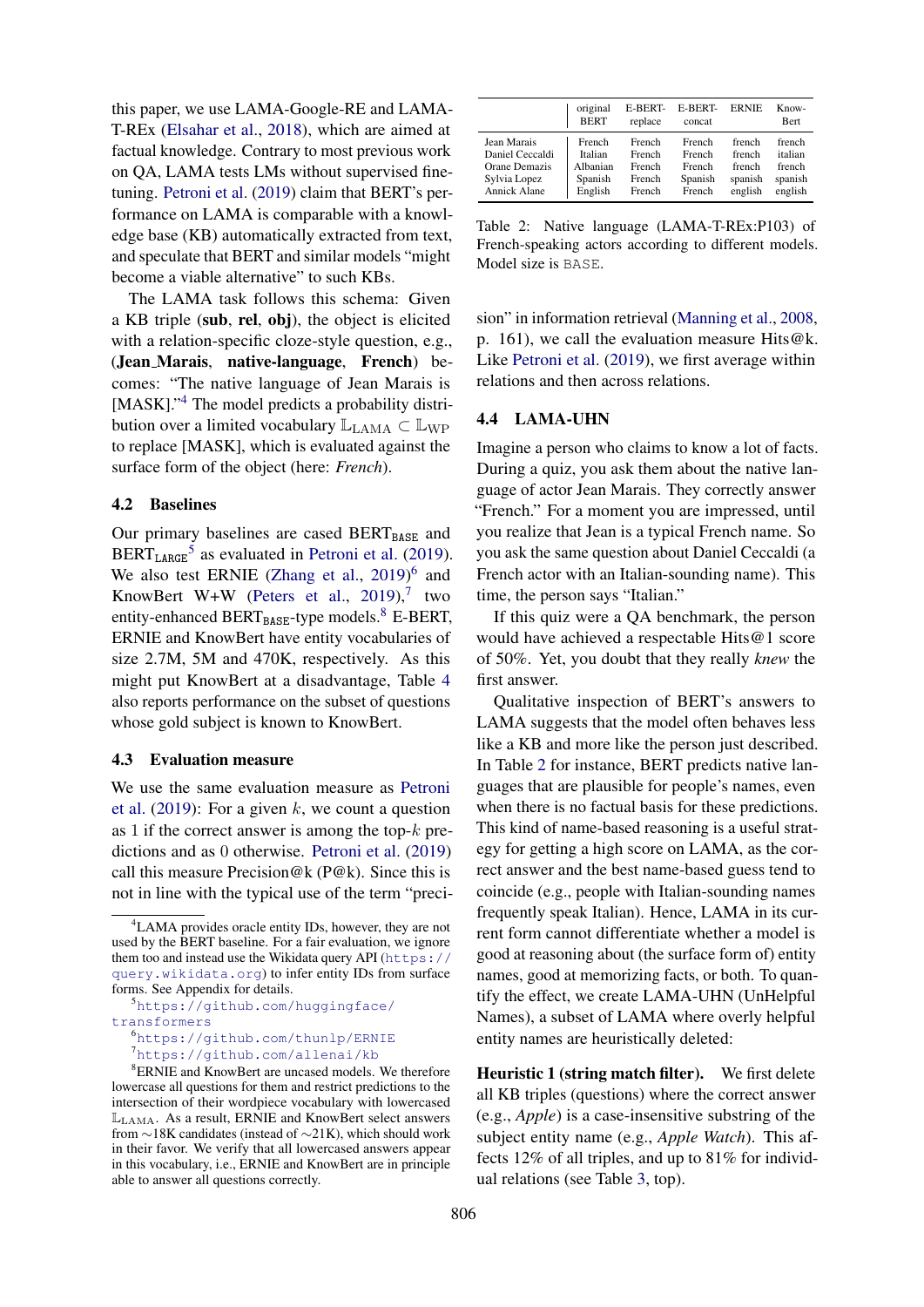this paper, we use LAMA-Google-RE and LAMA-T-REx (Elsahar et al., 2018), which are aimed at factual knowledge. Contrary to most previous work on QA, LAMA tests LMs without supervised finetuning. Petroni et al. (2019) claim that BERT's performance on LAMA is comparable with a knowledge base (KB) automatically extracted from text, and speculate that BERT and similar models "might become a viable alternative" to such KBs.

The LAMA task follows this schema: Given a KB triple (**sub**, **rel**, **obj**), the object is elicited with a relation-specific cloze-style question, e.g., (**Jean_Marais**, **native-language**, **French**) becomes: "The native language of Jean Marais is [MASK]."[4] The model predicts a probability distribution over a limited vocabulary $\mathbb{L}_{\text{LAMA}} \subset \mathbb{L}_{\text{WP}}$ to replace [MASK], which is evaluated against the surface form of the object (here: *French*).

### 4.2 Baselines

Our primary baselines are cased $\text{BERT}_{\texttt{BASE}}$ and $\text{BERT}_{\texttt{LARGE}}$[5] as evaluated in Petroni et al. (2019). We also test ERNIE (Zhang et al., 2019)[6] and KnowBert W+W (Peters et al., 2019),[7] two entity-enhanced $\text{BERT}_{\texttt{BASE}}$-type models.[8] E-BERT, ERNIE and KnowBert have entity vocabularies of size 2.7M, 5M and 470K, respectively. As this might put KnowBert at a disadvantage, Table 4 also reports performance on the subset of questions whose gold subject is known to KnowBert.

### 4.3 Evaluation measure

We use the same evaluation measure as Petroni et al. (2019): For a given $k$, we count a question as 1 if the correct answer is among the top-$k$ predictions and as 0 otherwise. Petroni et al. (2019) call this measure Precision@k (P@k). Since this is not in line with the typical use of the term "precision" in information retrieval (Manning et al., 2008, p. 161), we call the evaluation measure Hits@k. Like Petroni et al. (2019), we first average within relations and then across relations.

[4] LAMA provides oracle entity IDs, however, they are not used by the BERT baseline. For a fair evaluation, we ignore them too and instead use the Wikidata query API (https://query.wikidata.org) to infer entity IDs from surface forms. See Appendix for details.

[5] https://github.com/huggingface/transformers

[6] https://github.com/thunlp/ERNIE

[7] https://github.com/allenai/kb

[8] ERNIE and KnowBert are uncased models. We therefore lowercase all questions for them and restrict predictions to the intersection of their wordpiece vocabulary with lowercased $\mathbb{L}_{\text{LAMA}}$. As a result, ERNIE and KnowBert select answers from ∼18K candidates (instead of ∼21K), which should work in their favor. We verify that all lowercased answers appear in this vocabulary, i.e., ERNIE and KnowBert are in principle able to answer all questions correctly.

| | original BERT | E-BERT-replace | E-BERT-concat | ERNIE | Know-Bert |
|---|---|---|---|---|---|
| Jean Marais | French | French | French | french | french |
| Daniel Ceccaldi | Italian | French | French | french | italian |
| Orane Demazis | Albanian | French | French | french | french |
| Sylvia Lopez | Spanish | French | Spanish | spanish | spanish |
| Annick Alane | English | French | French | english | english |

Table 2: Native language (LAMA-T-REx:P103) of French-speaking actors according to different models. Model size is BASE.

### 4.4 LAMA-UHN

Imagine a person who claims to know a lot of facts. During a quiz, you ask them about the native language of actor Jean Marais. They correctly answer "French." For a moment you are impressed, until you realize that Jean is a typical French name. So you ask the same question about Daniel Ceccaldi (a French actor with an Italian-sounding name). This time, the person says "Italian."

If this quiz were a QA benchmark, the person would have achieved a respectable Hits@1 score of 50%. Yet, you doubt that they really *knew* the first answer.

Qualitative inspection of BERT's answers to LAMA suggests that the model often behaves less like a KB and more like the person just described. In Table 2 for instance, BERT predicts native languages that are plausible for people's names, even when there is no factual basis for these predictions. This kind of name-based reasoning is a useful strategy for getting a high score on LAMA, as the correct answer and the best name-based guess tend to coincide (e.g., people with Italian-sounding names frequently speak Italian). Hence, LAMA in its current form cannot differentiate whether a model is good at reasoning about (the surface form of) entity names, good at memorizing facts, or both. To quantify the effect, we create LAMA-UHN (UnHelpful Names), a subset of LAMA where overly helpful entity names are heuristically deleted:

**Heuristic 1 (string match filter).** We first delete all KB triples (questions) where the correct answer (e.g., *Apple*) is a case-insensitive substring of the subject entity name (e.g., *Apple Watch*). This affects 12% of all triples, and up to 81% for individual relations (see Table 3, top).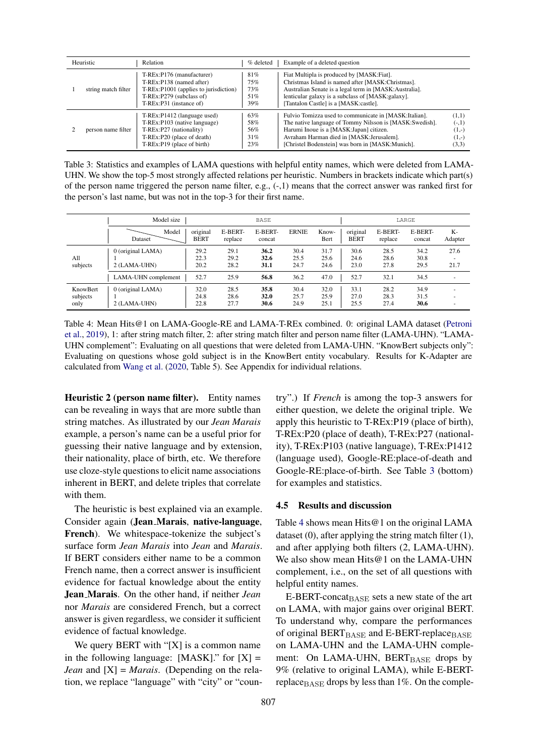| Heuristic | | Relation | % deleted | Example of a deleted question | |
|---|---|---|---|---|---|
| 1 | string match filter | T-REx:P176 (manufacturer) | 81% | Fiat Multipla is produced by [MASK:Fiat]. | |
| | | T-REx:P138 (named after) | 75% | Christmas Island is named after [MASK:Christmas]. | |
| | | T-REx:P1001 (applies to jurisdiction) | 73% | Australian Senate is a legal term in [MASK:Australia]. | |
| | | T-REx:P279 (subclass of) | 51% | lenticular galaxy is a subclass of [MASK:galaxy]. | |
| | | T-REx:P31 (instance of) | 39% | [Tantalon Castle] is a [MASK:castle]. | |
| 2 | person name filter | T-REx:P1412 (language used) | 63% | Fulvio Tomizza used to communicate in [MASK:Italian]. | (1,1) |
| | | T-REx:P103 (native language) | 58% | The native language of Tommy Nilsson is [MASK:Swedish]. | (-,1) |
| | | T-REx:P27 (nationality) | 56% | Harumi Inoue is a [MASK:Japan] citizen. | (1,-) |
| | | T-REx:P20 (place of death) | 31% | Avraham Harman died in [MASK:Jerusalem]. | (1,-) |
| | | T-REx:P19 (place of birth) | 23% | [Christel Bodenstein] was born in [MASK:Munich]. | (3,3) |

Table 3: Statistics and examples of LAMA questions with helpful entity names, which were deleted from LAMA-UHN. We show the top-5 most strongly affected relations per heuristic. Numbers in brackets indicate which part(s) of the person name triggered the person name filter, e.g., (-,1) means that the correct answer was ranked first for the person's last name, but was not in the top-3 for their first name.

| | Model size | BASE | | | | | LARGE | | | |
|---|---|---|---|---|---|---|---|---|---|---|
| | Dataset \ Model | original BERT | E-BERT-replace | E-BERT-concat | ERNIE | Know-Bert | original BERT | E-BERT-replace | E-BERT-concat | K-Adapter |
| All subjects | 0 (original LAMA) | 29.2 | 29.1 | **36.2** | 30.4 | 31.7 | 30.6 | 28.5 | 34.2 | 27.6 |
| | 1 | 22.3 | 29.2 | **32.6** | 25.5 | 25.6 | 24.6 | 28.6 | 30.8 | - |
| | 2 (LAMA-UHN) | 20.2 | 28.2 | **31.1** | 24.7 | 24.6 | 23.0 | 27.8 | 29.5 | 21.7 |
| | LAMA-UHN complement | 52.7 | 25.9 | **56.8** | 36.2 | 47.0 | 52.7 | 32.1 | 34.5 | - |
| KnowBert subjects only | 0 (original LAMA) | 32.0 | 28.5 | **35.8** | 30.4 | 32.0 | 33.1 | 28.2 | 34.9 | - |
| | 1 | 24.8 | 28.6 | **32.0** | 25.7 | 25.9 | 27.0 | 28.3 | 31.5 | - |
| | 2 (LAMA-UHN) | 22.8 | 27.7 | **30.6** | 24.9 | 25.1 | 25.5 | 27.4 | **30.6** | - |

Table 4: Mean Hits@1 on LAMA-Google-RE and LAMA-T-REx combined. 0: original LAMA dataset (Petroni et al., 2019), 1: after string match filter, 2: after string match filter and person name filter (LAMA-UHN). "LAMA-UHN complement": Evaluating on all questions that were deleted from LAMA-UHN. "KnowBert subjects only": Evaluating on questions whose gold subject is in the KnowBert entity vocabulary. Results for K-Adapter are calculated from Wang et al. (2020, Table 5). See Appendix for individual relations.

**Heuristic 2 (person name filter).** Entity names can be revealing in ways that are more subtle than string matches. As illustrated by our *Jean Marais* example, a person's name can be a useful prior for guessing their native language and by extension, their nationality, place of birth, etc. We therefore use cloze-style questions to elicit name associations inherent in BERT, and delete triples that correlate with them.

The heuristic is best explained via an example. Consider again (**Jean_Marais**, **native-language**, **French**). We whitespace-tokenize the subject's surface form *Jean Marais* into *Jean* and *Marais*. If BERT considers either name to be a common French name, then a correct answer is insufficient evidence for factual knowledge about the entity **Jean_Marais**. On the other hand, if neither *Jean* nor *Marais* are considered French, but a correct answer is given regardless, we consider it sufficient evidence of factual knowledge.

We query BERT with "[X] is a common name in the following language: [MASK]." for [X] = *Jean* and [X] = *Marais*. (Depending on the relation, we replace "language" with "city" or "country".) If *French* is among the top-3 answers for either question, we delete the original triple. We apply this heuristic to T-REx:P19 (place of birth), T-REx:P20 (place of death), T-REx:P27 (nationality), T-REx:P103 (native language), T-REx:P1412 (language used), Google-RE:place-of-death and Google-RE:place-of-birth. See Table 3 (bottom) for examples and statistics.

### 4.5 Results and discussion

Table 4 shows mean Hits@1 on the original LAMA dataset (0), after applying the string match filter (1), and after applying both filters (2, LAMA-UHN). We also show mean Hits@1 on the LAMA-UHN complement, i.e., on the set of all questions with helpful entity names.

E-BERT-concat$_{\text{BASE}}$ sets a new state of the art on LAMA, with major gains over original BERT. To understand why, compare the performances of original BERT$_{\text{BASE}}$ and E-BERT-replace$_{\text{BASE}}$ on LAMA-UHN and the LAMA-UHN complement: On LAMA-UHN, BERT$_{\text{BASE}}$ drops by 9% (relative to original LAMA), while E-BERT-replace$_{\text{BASE}}$ drops by less than 1%. On the comple-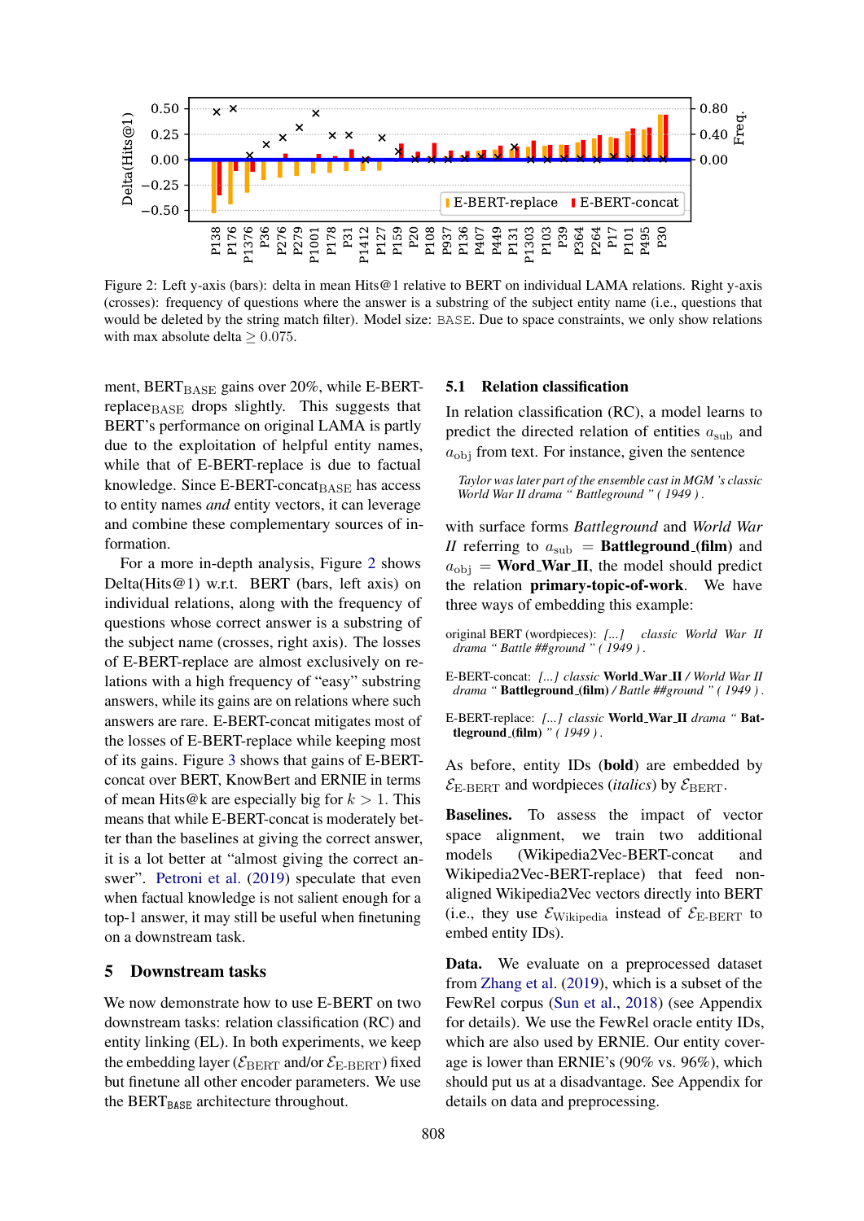Figure 2: Left y-axis (bars): delta in mean Hits@1 relative to BERT on individual LAMA relations. Right y-axis (crosses): frequency of questions where the answer is a substring of the subject entity name (i.e., questions that would be deleted by the string match filter). Model size: BASE. Due to space constraints, we only show relations with max absolute delta $\geq 0.075$.

ment, $\text{BERT}_{\text{BASE}}$ gains over 20%, while E-BERT-$\text{replace}_{\text{BASE}}$ drops slightly. This suggests that BERT's performance on original LAMA is partly due to the exploitation of helpful entity names, while that of E-BERT-replace is due to factual knowledge. Since E-BERT-$\text{concat}_{\text{BASE}}$ has access to entity names *and* entity vectors, it can leverage and combine these complementary sources of information.

For a more in-depth analysis, Figure 2 shows Delta(Hits@1) w.r.t. BERT (bars, left axis) on individual relations, along with the frequency of questions whose correct answer is a substring of the subject name (crosses, right axis). The losses of E-BERT-replace are almost exclusively on relations with a high frequency of "easy" substring answers, while its gains are on relations where such answers are rare. E-BERT-concat mitigates most of the losses of E-BERT-replace while keeping most of its gains. Figure 3 shows that gains of E-BERT-concat over BERT, KnowBert and ERNIE in terms of mean Hits@k are especially big for $k > 1$. This means that while E-BERT-concat is moderately better than the baselines at giving the correct answer, it is a lot better at "almost giving the correct answer". Petroni et al. (2019) speculate that even when factual knowledge is not salient enough for a top-1 answer, it may still be useful when finetuning on a downstream task.

## 5 Downstream tasks

We now demonstrate how to use E-BERT on two downstream tasks: relation classification (RC) and entity linking (EL). In both experiments, we keep the embedding layer ($\mathcal{E}_{\text{BERT}}$ and/or $\mathcal{E}_{\text{E-BERT}}$) fixed but finetune all other encoder parameters. We use the $\text{BERT}_{\text{BASE}}$ architecture throughout.

### 5.1 Relation classification

In relation classification (RC), a model learns to predict the directed relation of entities $a_{\text{sub}}$ and $a_{\text{obj}}$ from text. For instance, given the sentence

> *Taylor was later part of the ensemble cast in MGM 's classic World War II drama " Battleground " ( 1949 ) .*

with surface forms *Battleground* and *World War II* referring to $a_{\text{sub}}$ = **Battleground_(film)** and $a_{\text{obj}}$ = **World_War_II**, the model should predict the relation **primary-topic-of-work**. We have three ways of embedding this example:

original BERT (wordpieces): *[...] classic World War II drama " Battle ##ground " ( 1949 ) .*

E-BERT-concat: *[...] classic* **World_War_II** */ World War II drama "* **Battleground_(film)** */ Battle ##ground " ( 1949 ) .*

E-BERT-replace: *[...] classic* **World_War_II** *drama "* **Battleground_(film)** *" ( 1949 ) .*

As before, entity IDs (**bold**) are embedded by $\mathcal{E}_{\text{E-BERT}}$ and wordpieces (*italics*) by $\mathcal{E}_{\text{BERT}}$.

**Baselines.** To assess the impact of vector space alignment, we train two additional models (Wikipedia2Vec-BERT-concat and Wikipedia2Vec-BERT-replace) that feed non-aligned Wikipedia2Vec vectors directly into BERT (i.e., they use $\mathcal{E}_{\text{Wikipedia}}$ instead of $\mathcal{E}_{\text{E-BERT}}$ to embed entity IDs).

**Data.** We evaluate on a preprocessed dataset from Zhang et al. (2019), which is a subset of the FewRel corpus (Sun et al., 2018) (see Appendix for details). We use the FewRel oracle entity IDs, which are also used by ERNIE. Our entity coverage is lower than ERNIE's (90% vs. 96%), which should put us at a disadvantage. See Appendix for details on data and preprocessing.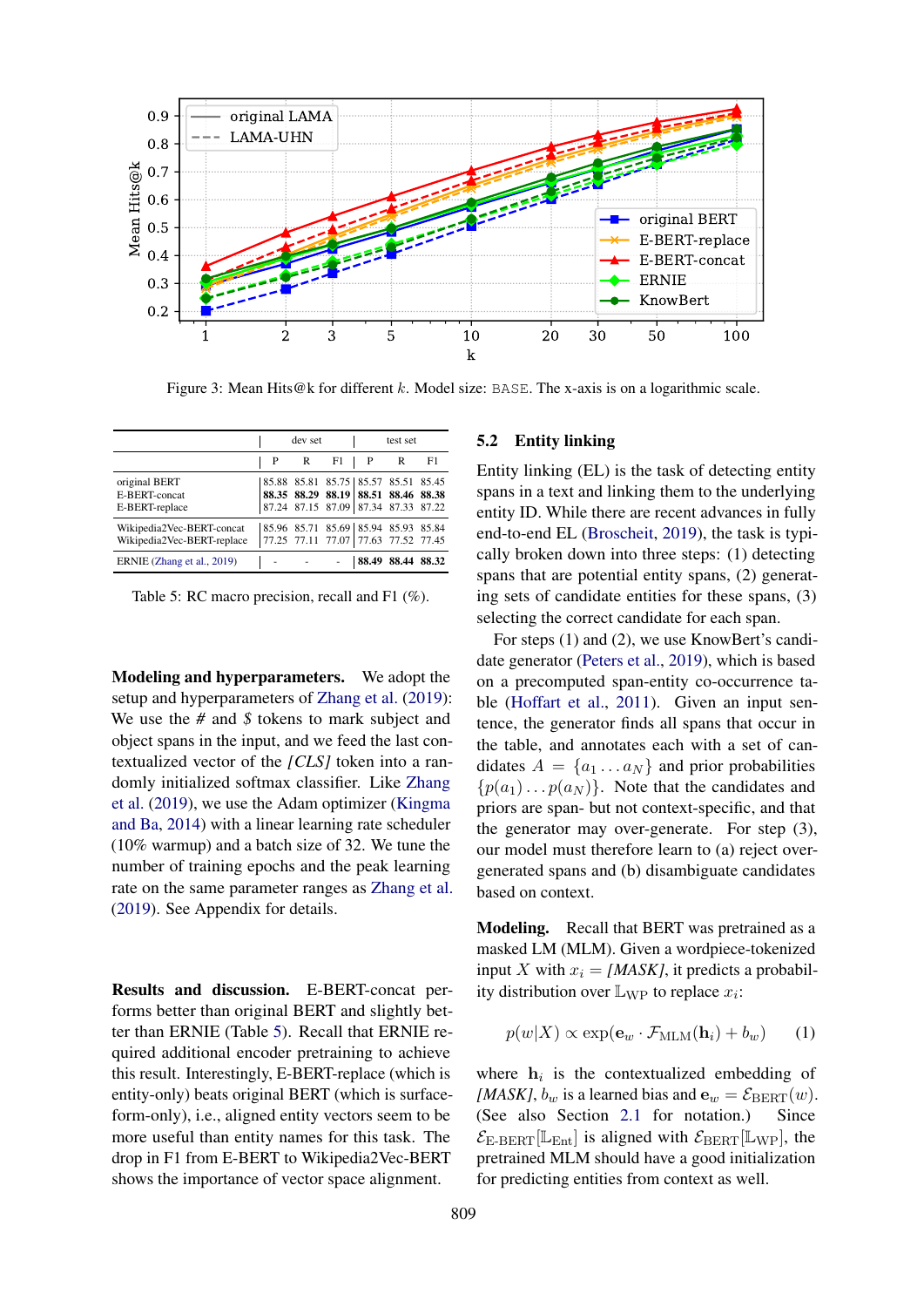Figure 3: Mean Hits@k for different $k$. Model size: BASE. The x-axis is on a logarithmic scale.

| | dev set | | | test set | | |
|---|---|---|---|---|---|---|
| | P | R | F1 | P | R | F1 |
| original BERT | 85.88 | 85.81 | 85.75 | 85.57 | 85.51 | 85.45 |
| E-BERT-concat | **88.35** | **88.29** | **88.19** | **88.51** | **88.46** | **88.38** |
| E-BERT-replace | 87.24 | 87.15 | 87.09 | 87.34 | 87.33 | 87.22 |
| Wikipedia2Vec-BERT-concat | 85.96 | 85.71 | 85.69 | 85.94 | 85.93 | 85.84 |
| Wikipedia2Vec-BERT-replace | 77.25 | 77.11 | 77.07 | 77.63 | 77.52 | 77.45 |
| ERNIE (Zhang et al., 2019) | - | - | - | **88.49** | **88.44** | **88.32** |

Table 5: RC macro precision, recall and F1 (%).

**Modeling and hyperparameters.** We adopt the setup and hyperparameters of Zhang et al. (2019): We use the *#* and *$* tokens to mark subject and object spans in the input, and we feed the last contextualized vector of the *[CLS]* token into a randomly initialized softmax classifier. Like Zhang et al. (2019), we use the Adam optimizer (Kingma and Ba, 2014) with a linear learning rate scheduler (10% warmup) and a batch size of 32. We tune the number of training epochs and the peak learning rate on the same parameter ranges as Zhang et al. (2019). See Appendix for details.

**Results and discussion.** E-BERT-concat performs better than original BERT and slightly better than ERNIE (Table 5). Recall that ERNIE required additional encoder pretraining to achieve this result. Interestingly, E-BERT-replace (which is entity-only) beats original BERT (which is surface-form-only), i.e., aligned entity vectors seem to be more useful than entity names for this task. The drop in F1 from E-BERT to Wikipedia2Vec-BERT shows the importance of vector space alignment.

## 5.2 Entity linking

Entity linking (EL) is the task of detecting entity spans in a text and linking them to the underlying entity ID. While there are recent advances in fully end-to-end EL (Broscheit, 2019), the task is typically broken down into three steps: (1) detecting spans that are potential entity spans, (2) generating sets of candidate entities for these spans, (3) selecting the correct candidate for each span.

For steps (1) and (2), we use KnowBert's candidate generator (Peters et al., 2019), which is based on a precomputed span-entity co-occurrence table (Hoffart et al., 2011). Given an input sentence, the generator finds all spans that occur in the table, and annotates each with a set of candidates $A = \{a_1 \dots a_N\}$ and prior probabilities $\{p(a_1) \dots p(a_N)\}$. Note that the candidates and priors are span- but not context-specific, and that the generator may over-generate. For step (3), our model must therefore learn to (a) reject over-generated spans and (b) disambiguate candidates based on context.

**Modeling.** Recall that BERT was pretrained as a masked LM (MLM). Given a wordpiece-tokenized input $X$ with $x_i =$ *[MASK]*, it predicts a probability distribution over $\mathbb{L}_{\text{WP}}$ to replace $x_i$:

$$p(w|X) \propto \exp(\mathbf{e}_w \cdot \mathcal{F}_{\text{MLM}}(\mathbf{h}_i) + b_w) \quad (1)$$

where $\mathbf{h}_i$ is the contextualized embedding of *[MASK]*, $b_w$ is a learned bias and $\mathbf{e}_w = \mathcal{E}_{\text{BERT}}(w)$. (See also Section 2.1 for notation.) Since $\mathcal{E}_{\text{E-BERT}}[\mathbb{L}_{\text{Ent}}]$ is aligned with $\mathcal{E}_{\text{BERT}}[\mathbb{L}_{\text{WP}}]$, the pretrained MLM should have a good initialization for predicting entities from context as well.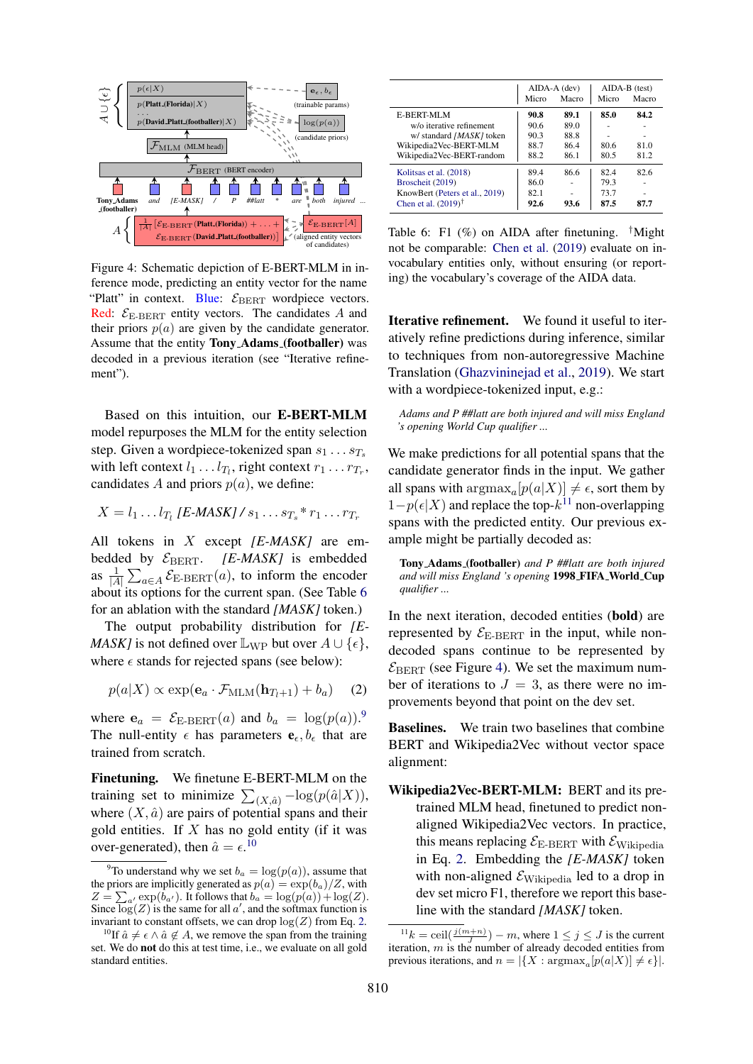Figure 4: Schematic depiction of E-BERT-MLM in inference mode, predicting an entity vector for the name "Platt" in context. Blue: $\mathcal{E}_{\text{BERT}}$ wordpiece vectors. Red: $\mathcal{E}_{\text{E-BERT}}$ entity vectors. The candidates $A$ and their priors $p(a)$ are given by the candidate generator. Assume that the entity **Tony_Adams_(footballer)** was decoded in a previous iteration (see "Iterative refinement").

Based on this intuition, our **E-BERT-MLM** model repurposes the MLM for the entity selection step. Given a wordpiece-tokenized span $s_1 \ldots s_{T_s}$ with left context $l_1 \ldots l_{T_l}$, right context $r_1 \ldots r_{T_r}$, candidates $A$ and priors $p(a)$, we define:

$$X = l_1 \ldots l_{T_l} \textit{ [E-MASK] / } s_1 \ldots s_{T_s} \textit{ * } r_1 \ldots r_{T_r}$$

All tokens in $X$ except *[E-MASK]* are embedded by $\mathcal{E}_{\text{BERT}}$. *[E-MASK]* is embedded as $\frac{1}{|A|}\sum_{a \in A} \mathcal{E}_{\text{E-BERT}}(a)$, to inform the encoder about its options for the current span. (See Table 6 for an ablation with the standard *[MASK]* token.)

The output probability distribution for *[E-MASK]* is not defined over $\mathbb{L}_{\text{WP}}$ but over $A \cup \{\epsilon\}$, where $\epsilon$ stands for rejected spans (see below):

$$p(a|X) \propto \exp(\mathbf{e}_a \cdot \mathcal{F}_{\text{MLM}}(\mathbf{h}_{T_l+1}) + b_a) \quad (2)$$

where $\mathbf{e}_a = \mathcal{E}_{\text{E-BERT}}(a)$ and $b_a = \log(p(a))$.[9] The null-entity $\epsilon$ has parameters $\mathbf{e}_\epsilon, b_\epsilon$ that are trained from scratch.

**Finetuning.** We finetune E-BERT-MLM on the training set to minimize $\sum_{(X,\hat{a})} -\log(p(\hat{a}|X))$, where $(X, \hat{a})$ are pairs of potential spans and their gold entities. If $X$ has no gold entity (if it was over-generated), then $\hat{a} = \epsilon$.[10]

[9] To understand why we set $b_a = \log(p(a))$, assume that the priors are implicitly generated as $p(a) = \exp(b_a)/Z$, with $Z = \sum_{a'} \exp(b_{a'})$. It follows that $b_a = \log(p(a)) + \log(Z)$. Since $\log(Z)$ is the same for all $a'$, and the softmax function is invariant to constant offsets, we can drop $\log(Z)$ from Eq. 2.

[10] If $\hat{a} \neq \epsilon \wedge \hat{a} \notin A$, we remove the span from the training set. We do **not** do this at test time, i.e., we evaluate on all gold standard entities.

| | AIDA-A (dev) | | AIDA-B (test) | |
|---|---|---|---|---|
| | Micro | Macro | Micro | Macro |
| E-BERT-MLM | **90.8** | **89.1** | **85.0** | **84.2** |
| w/o iterative refinement | 90.6 | 89.0 | - | - |
| w/ standard *[MASK]* token | 90.3 | 88.8 | - | - |
| Wikipedia2Vec-BERT-MLM | 88.7 | 86.4 | 80.6 | 81.0 |
| Wikipedia2Vec-BERT-random | 88.2 | 86.1 | 80.5 | 81.2 |
| Kolitsas et al. (2018) | 89.4 | 86.6 | 82.4 | 82.6 |
| Broscheit (2019) | 86.0 | - | 79.3 | - |
| KnowBert (Peters et al., 2019) | 82.1 | - | 73.7 | - |
| Chen et al. (2019)† | **92.6** | **93.6** | **87.5** | **87.7** |

Table 6: F1 (%) on AIDA after finetuning. †Might not be comparable: Chen et al. (2019) evaluate on in-vocabulary entities only, without ensuring (or reporting) the vocabulary's coverage of the AIDA data.

**Iterative refinement.** We found it useful to iteratively refine predictions during inference, similar to techniques from non-autoregressive Machine Translation (Ghazvininejad et al., 2019). We start with a wordpiece-tokenized input, e.g.:

*Adams and P ##latt are both injured and will miss England 's opening World Cup qualifier ...*

We make predictions for all potential spans that the candidate generator finds in the input. We gather all spans with $\text{argmax}_a[p(a|X)] \neq \epsilon$, sort them by $1-p(\epsilon|X)$ and replace the top-$k$[11] non-overlapping spans with the predicted entity. Our previous example might be partially decoded as:

***Tony_Adams_(footballer)*** *and P ##latt are both injured and will miss England 's opening* ***1998_FIFA_World_Cup*** *qualifier ...*

In the next iteration, decoded entities (**bold**) are represented by $\mathcal{E}_{\text{E-BERT}}$ in the input, while non-decoded spans continue to be represented by $\mathcal{E}_{\text{BERT}}$ (see Figure 4). We set the maximum number of iterations to $J = 3$, as there were no improvements beyond that point on the dev set.

**Baselines.** We train two baselines that combine BERT and Wikipedia2Vec without vector space alignment:

**Wikipedia2Vec-BERT-MLM:** BERT and its pretrained MLM head, finetuned to predict non-aligned Wikipedia2Vec vectors. In practice, this means replacing $\mathcal{E}_{\text{E-BERT}}$ with $\mathcal{E}_{\text{Wikipedia}}$ in Eq. 2. Embedding the *[E-MASK]* token with non-aligned $\mathcal{E}_{\text{Wikipedia}}$ led to a drop in dev set micro F1, therefore we report this baseline with the standard *[MASK]* token.

[11] $k = \text{ceil}(\frac{j(m+n)}{J}) - m$, where $1 \leq j \leq J$ is the current iteration, $m$ is the number of already decoded entities from previous iterations, and $n = |\{X : \text{argmax}_a[p(a|X)] \neq \epsilon\}|$.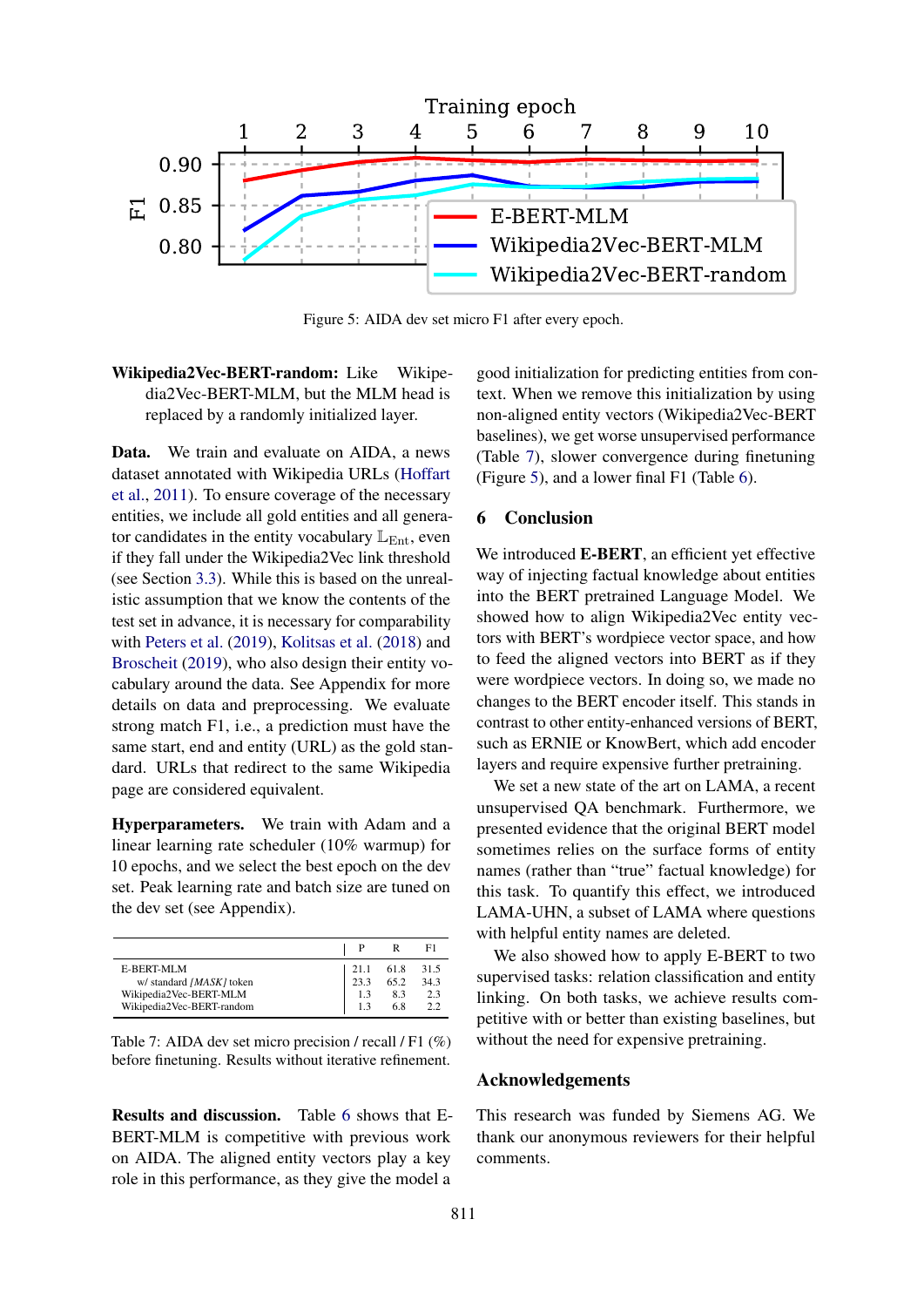Figure 5: AIDA dev set micro F1 after every epoch.

**Wikipedia2Vec-BERT-random:** Like Wikipedia2Vec-BERT-MLM, but the MLM head is replaced by a randomly initialized layer.

**Data.** We train and evaluate on AIDA, a news dataset annotated with Wikipedia URLs (Hoffart et al., 2011). To ensure coverage of the necessary entities, we include all gold entities and all generator candidates in the entity vocabulary $\mathbb{L}_{\text{Ent}}$, even if they fall under the Wikipedia2Vec link threshold (see Section 3.3). While this is based on the unrealistic assumption that we know the contents of the test set in advance, it is necessary for comparability with Peters et al. (2019), Kolitsas et al. (2018) and Broscheit (2019), who also design their entity vocabulary around the data. See Appendix for more details on data and preprocessing. We evaluate strong match F1, i.e., a prediction must have the same start, end and entity (URL) as the gold standard. URLs that redirect to the same Wikipedia page are considered equivalent.

**Hyperparameters.** We train with Adam and a linear learning rate scheduler (10% warmup) for 10 epochs, and we select the best epoch on the dev set. Peak learning rate and batch size are tuned on the dev set (see Appendix).

| | P | R | F1 |
|---|---|---|---|
| E-BERT-MLM | 21.1 | 61.8 | 31.5 |
| w/ standard *[MASK]* token | 23.3 | 65.2 | 34.3 |
| Wikipedia2Vec-BERT-MLM | 1.3 | 8.3 | 2.3 |
| Wikipedia2Vec-BERT-random | 1.3 | 6.8 | 2.2 |

Table 7: AIDA dev set micro precision / recall / F1 (%) before finetuning. Results without iterative refinement.

**Results and discussion.** Table 6 shows that E-BERT-MLM is competitive with previous work on AIDA. The aligned entity vectors play a key role in this performance, as they give the model a good initialization for predicting entities from context. When we remove this initialization by using non-aligned entity vectors (Wikipedia2Vec-BERT baselines), we get worse unsupervised performance (Table 7), slower convergence during finetuning (Figure 5), and a lower final F1 (Table 6).

## 6 Conclusion

We introduced **E-BERT**, an efficient yet effective way of injecting factual knowledge about entities into the BERT pretrained Language Model. We showed how to align Wikipedia2Vec entity vectors with BERT's wordpiece vector space, and how to feed the aligned vectors into BERT as if they were wordpiece vectors. In doing so, we made no changes to the BERT encoder itself. This stands in contrast to other entity-enhanced versions of BERT, such as ERNIE or KnowBert, which add encoder layers and require expensive further pretraining.

We set a new state of the art on LAMA, a recent unsupervised QA benchmark. Furthermore, we presented evidence that the original BERT model sometimes relies on the surface forms of entity names (rather than "true" factual knowledge) for this task. To quantify this effect, we introduced LAMA-UHN, a subset of LAMA where questions with helpful entity names are deleted.

We also showed how to apply E-BERT to two supervised tasks: relation classification and entity linking. On both tasks, we achieve results competitive with or better than existing baselines, but without the need for expensive pretraining.

## Acknowledgements

This research was funded by Siemens AG. We thank our anonymous reviewers for their helpful comments.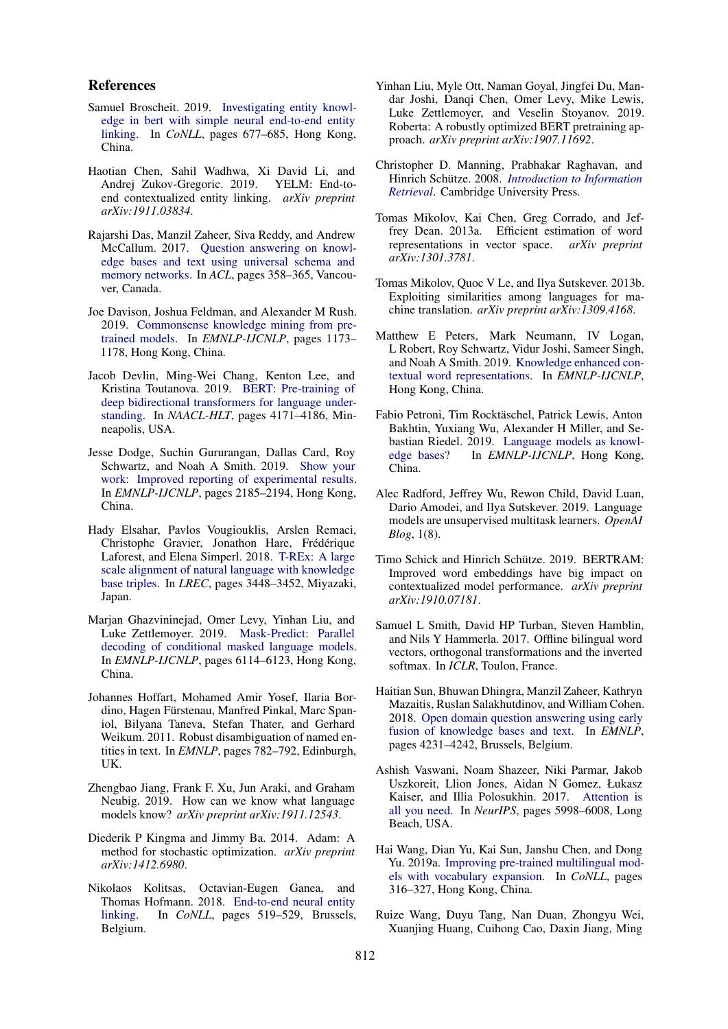## References

Samuel Broscheit. 2019. Investigating entity knowledge in bert with simple neural end-to-end entity linking. In *CoNLL*, pages 677–685, Hong Kong, China.

Haotian Chen, Sahil Wadhwa, Xi David Li, and Andrej Zukov-Gregoric. 2019. YELM: End-to-end contextualized entity linking. *arXiv preprint arXiv:1911.03834*.

Rajarshi Das, Manzil Zaheer, Siva Reddy, and Andrew McCallum. 2017. Question answering on knowledge bases and text using universal schema and memory networks. In *ACL*, pages 358–365, Vancouver, Canada.

Joe Davison, Joshua Feldman, and Alexander M Rush. 2019. Commonsense knowledge mining from pre-trained models. In *EMNLP-IJCNLP*, pages 1173–1178, Hong Kong, China.

Jacob Devlin, Ming-Wei Chang, Kenton Lee, and Kristina Toutanova. 2019. BERT: Pre-training of deep bidirectional transformers for language understanding. In *NAACL-HLT*, pages 4171–4186, Minneapolis, USA.

Jesse Dodge, Suchin Gururangan, Dallas Card, Roy Schwartz, and Noah A Smith. 2019. Show your work: Improved reporting of experimental results. In *EMNLP-IJCNLP*, pages 2185–2194, Hong Kong, China.

Hady Elsahar, Pavlos Vougiouklis, Arslen Remaci, Christophe Gravier, Jonathon Hare, Frédérique Laforest, and Elena Simperl. 2018. T-REx: A large scale alignment of natural language with knowledge base triples. In *LREC*, pages 3448–3452, Miyazaki, Japan.

Marjan Ghazvininejad, Omer Levy, Yinhan Liu, and Luke Zettlemoyer. 2019. Mask-Predict: Parallel decoding of conditional masked language models. In *EMNLP-IJCNLP*, pages 6114–6123, Hong Kong, China.

Johannes Hoffart, Mohamed Amir Yosef, Ilaria Bordino, Hagen Fürstenau, Manfred Pinkal, Marc Spaniol, Bilyana Taneva, Stefan Thater, and Gerhard Weikum. 2011. Robust disambiguation of named entities in text. In *EMNLP*, pages 782–792, Edinburgh, UK.

Zhengbao Jiang, Frank F. Xu, Jun Araki, and Graham Neubig. 2019. How can we know what language models know? *arXiv preprint arXiv:1911.12543*.

Diederik P Kingma and Jimmy Ba. 2014. Adam: A method for stochastic optimization. *arXiv preprint arXiv:1412.6980*.

Nikolaos Kolitsas, Octavian-Eugen Ganea, and Thomas Hofmann. 2018. End-to-end neural entity linking. In *CoNLL*, pages 519–529, Brussels, Belgium.

Yinhan Liu, Myle Ott, Naman Goyal, Jingfei Du, Mandar Joshi, Danqi Chen, Omer Levy, Mike Lewis, Luke Zettlemoyer, and Veselin Stoyanov. 2019. Roberta: A robustly optimized BERT pretraining approach. *arXiv preprint arXiv:1907.11692*.

Christopher D. Manning, Prabhakar Raghavan, and Hinrich Schütze. 2008. *Introduction to Information Retrieval*. Cambridge University Press.

Tomas Mikolov, Kai Chen, Greg Corrado, and Jeffrey Dean. 2013a. Efficient estimation of word representations in vector space. *arXiv preprint arXiv:1301.3781*.

Tomas Mikolov, Quoc V Le, and Ilya Sutskever. 2013b. Exploiting similarities among languages for machine translation. *arXiv preprint arXiv:1309.4168*.

Matthew E Peters, Mark Neumann, IV Logan, L Robert, Roy Schwartz, Vidur Joshi, Sameer Singh, and Noah A Smith. 2019. Knowledge enhanced contextual word representations. In *EMNLP-IJCNLP*, Hong Kong, China.

Fabio Petroni, Tim Rocktäschel, Patrick Lewis, Anton Bakhtin, Yuxiang Wu, Alexander H Miller, and Sebastian Riedel. 2019. Language models as knowledge bases? In *EMNLP-IJCNLP*, Hong Kong, China.

Alec Radford, Jeffrey Wu, Rewon Child, David Luan, Dario Amodei, and Ilya Sutskever. 2019. Language models are unsupervised multitask learners. *OpenAI Blog*, 1(8).

Timo Schick and Hinrich Schütze. 2019. BERTRAM: Improved word embeddings have big impact on contextualized model performance. *arXiv preprint arXiv:1910.07181*.

Samuel L Smith, David HP Turban, Steven Hamblin, and Nils Y Hammerla. 2017. Offline bilingual word vectors, orthogonal transformations and the inverted softmax. In *ICLR*, Toulon, France.

Haitian Sun, Bhuwan Dhingra, Manzil Zaheer, Kathryn Mazaitis, Ruslan Salakhutdinov, and William Cohen. 2018. Open domain question answering using early fusion of knowledge bases and text. In *EMNLP*, pages 4231–4242, Brussels, Belgium.

Ashish Vaswani, Noam Shazeer, Niki Parmar, Jakob Uszkoreit, Llion Jones, Aidan N Gomez, Łukasz Kaiser, and Illia Polosukhin. 2017. Attention is all you need. In *NeurIPS*, pages 5998–6008, Long Beach, USA.

Hai Wang, Dian Yu, Kai Sun, Janshu Chen, and Dong Yu. 2019a. Improving pre-trained multilingual models with vocabulary expansion. In *CoNLL*, pages 316–327, Hong Kong, China.

Ruize Wang, Duyu Tang, Nan Duan, Zhongyu Wei, Xuanjing Huang, Cuihong Cao, Daxin Jiang, Ming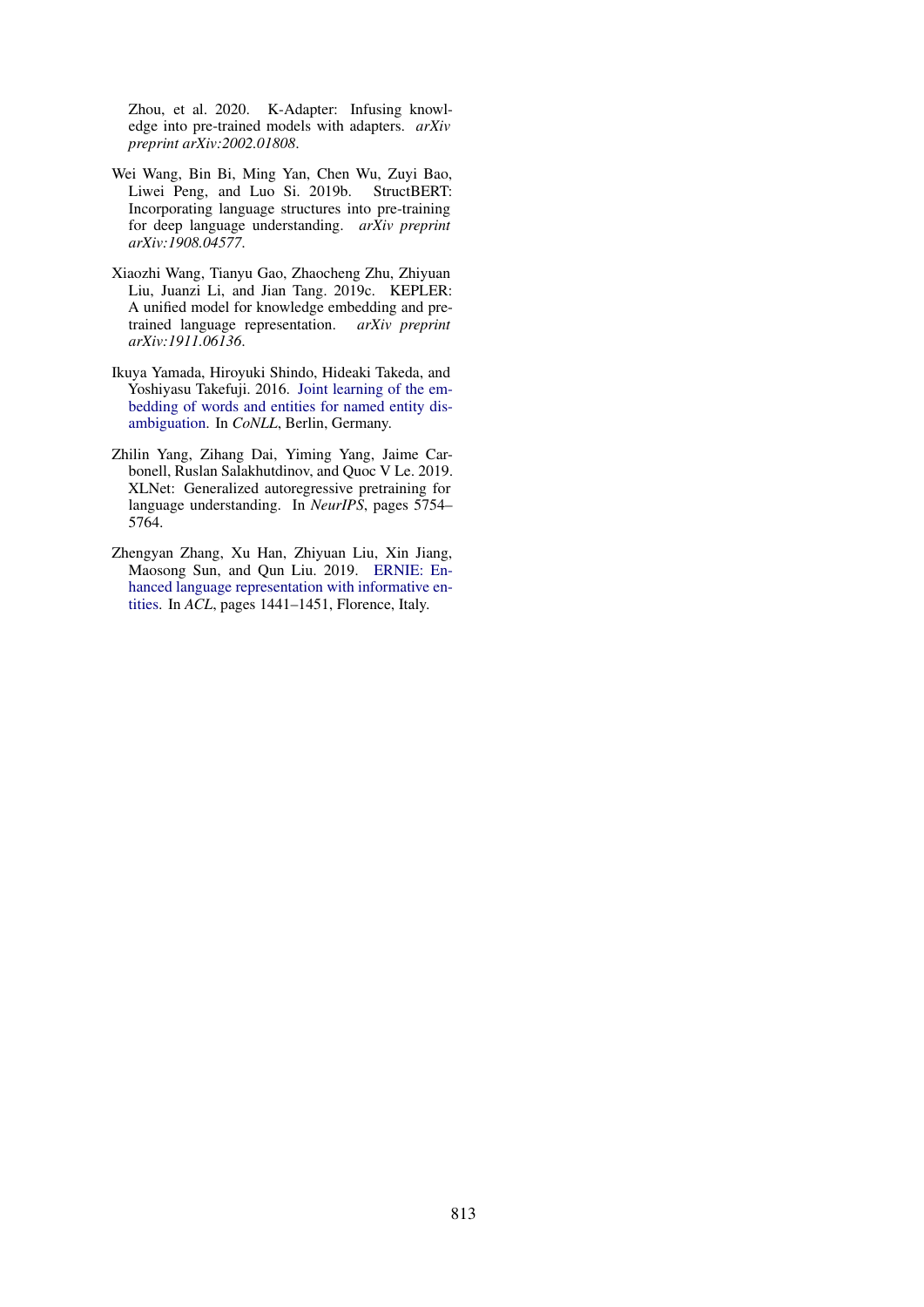Zhou, et al. 2020. K-Adapter: Infusing knowledge into pre-trained models with adapters. *arXiv preprint arXiv:2002.01808*.

Wei Wang, Bin Bi, Ming Yan, Chen Wu, Zuyi Bao, Liwei Peng, and Luo Si. 2019b. StructBERT: Incorporating language structures into pre-training for deep language understanding. *arXiv preprint arXiv:1908.04577*.

Xiaozhi Wang, Tianyu Gao, Zhaocheng Zhu, Zhiyuan Liu, Juanzi Li, and Jian Tang. 2019c. KEPLER: A unified model for knowledge embedding and pre-trained language representation. *arXiv preprint arXiv:1911.06136*.

Ikuya Yamada, Hiroyuki Shindo, Hideaki Takeda, and Yoshiyasu Takefuji. 2016. Joint learning of the embedding of words and entities for named entity disambiguation. In *CoNLL*, Berlin, Germany.

Zhilin Yang, Zihang Dai, Yiming Yang, Jaime Carbonell, Ruslan Salakhutdinov, and Quoc V Le. 2019. XLNet: Generalized autoregressive pretraining for language understanding. In *NeurIPS*, pages 5754–5764.

Zhengyan Zhang, Xu Han, Zhiyuan Liu, Xin Jiang, Maosong Sun, and Qun Liu. 2019. ERNIE: Enhanced language representation with informative entities. In *ACL*, pages 1441–1451, Florence, Italy.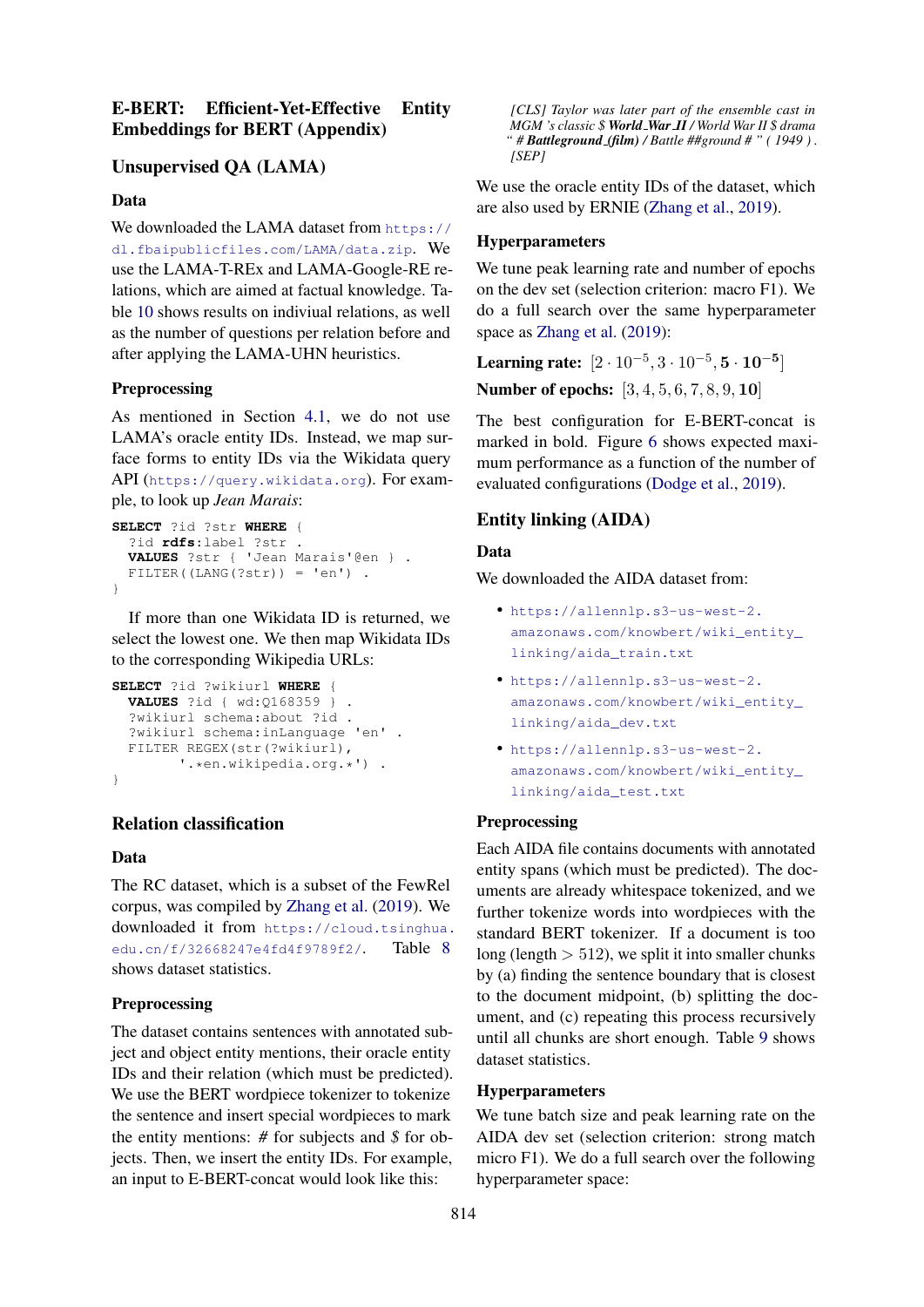# E-BERT: Efficient-Yet-Effective Entity Embeddings for BERT (Appendix)

## Unsupervised QA (LAMA)

### Data

We downloaded the LAMA dataset from https://dl.fbaipublicfiles.com/LAMA/data.zip. We use the LAMA-T-REx and LAMA-Google-RE relations, which are aimed at factual knowledge. Table 10 shows results on indiviual relations, as well as the number of questions per relation before and after applying the LAMA-UHN heuristics.

### Preprocessing

As mentioned in Section 4.1, we do not use LAMA's oracle entity IDs. Instead, we map surface forms to entity IDs via the Wikidata query API (https://query.wikidata.org). For example, to look up *Jean Marais*:

```
SELECT ?id ?str WHERE {
  ?id rdfs:label ?str .
  VALUES ?str { 'Jean Marais'@en } .
  FILTER((LANG(?str)) = 'en') .
}
```

If more than one Wikidata ID is returned, we select the lowest one. We then map Wikidata IDs to the corresponding Wikipedia URLs:

```
SELECT ?id ?wikiurl WHERE {
  VALUES ?id { wd:Q168359 } .
  ?wikiurl schema:about ?id .
  ?wikiurl schema:inLanguage 'en' .
  FILTER REGEX(str(?wikiurl),
        '.*en.wikipedia.org.*') .
}
```

## Relation classification

### Data

The RC dataset, which is a subset of the FewRel corpus, was compiled by Zhang et al. (2019). We downloaded it from https://cloud.tsinghua.edu.cn/f/32668247e4fd4f9789f2/. Table 8 shows dataset statistics.

### Preprocessing

The dataset contains sentences with annotated subject and object entity mentions, their oracle entity IDs and their relation (which must be predicted). We use the BERT wordpiece tokenizer to tokenize the sentence and insert special wordpieces to mark the entity mentions: *#* for subjects and *$* for objects. Then, we insert the entity IDs. For example, an input to E-BERT-concat would look like this:

> *[CLS] Taylor was later part of the ensemble cast in MGM 's classic $* ***World_War_II*** */ World War II $ drama " #* ***Battleground_(film)*** */ Battle ##ground # " ( 1949 ) . [SEP]*

We use the oracle entity IDs of the dataset, which are also used by ERNIE (Zhang et al., 2019).

### Hyperparameters

We tune peak learning rate and number of epochs on the dev set (selection criterion: macro F1). We do a full search over the same hyperparameter space as Zhang et al. (2019):

**Learning rate:** $[2 \cdot 10^{-5}, 3 \cdot 10^{-5}, \mathbf{5 \cdot 10^{-5}}]$

**Number of epochs:** $[3, 4, 5, 6, 7, 8, 9, \mathbf{10}]$

The best configuration for E-BERT-concat is marked in bold. Figure 6 shows expected maximum performance as a function of the number of evaluated configurations (Dodge et al., 2019).

## Entity linking (AIDA)

### Data

We downloaded the AIDA dataset from:

- https://allennlp.s3-us-west-2.amazonaws.com/knowbert/wiki_entity_linking/aida_train.txt
- https://allennlp.s3-us-west-2.amazonaws.com/knowbert/wiki_entity_linking/aida_dev.txt
- https://allennlp.s3-us-west-2.amazonaws.com/knowbert/wiki_entity_linking/aida_test.txt

### Preprocessing

Each AIDA file contains documents with annotated entity spans (which must be predicted). The documents are already whitespace tokenized, and we further tokenize words into wordpieces with the standard BERT tokenizer. If a document is too long (length $> 512$), we split it into smaller chunks by (a) finding the sentence boundary that is closest to the document midpoint, (b) splitting the document, and (c) repeating this process recursively until all chunks are short enough. Table 9 shows dataset statistics.

### Hyperparameters

We tune batch size and peak learning rate on the AIDA dev set (selection criterion: strong match micro F1). We do a full search over the following hyperparameter space: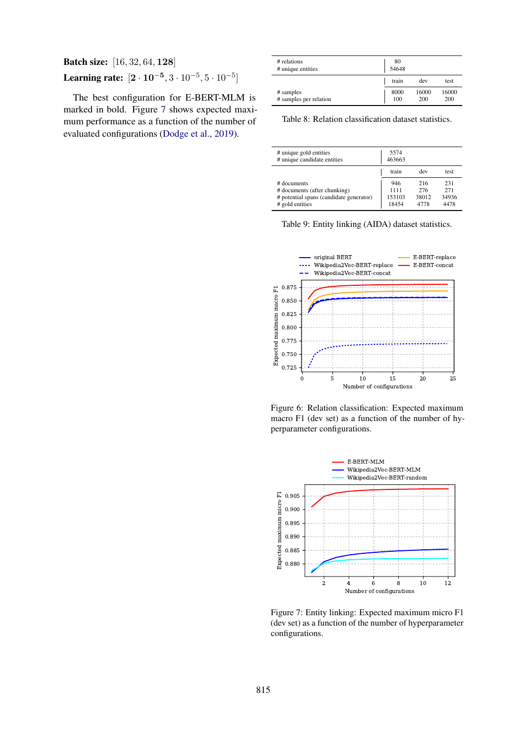**Batch size:** $[16, 32, 64, \mathbf{128}]$

**Learning rate:** $[\mathbf{2 \cdot 10^{-5}}, 3 \cdot 10^{-5}, 5 \cdot 10^{-5}]$

The best configuration for E-BERT-MLM is marked in bold. Figure 7 shows expected maximum performance as a function of the number of evaluated configurations (Dodge et al., 2019).

| | | | |
|---|---|---|---|
| # relations | 80 | | |
| # unique entities | 54648 | | |
| | train | dev | test |
| # samples | 8000 | 16000 | 16000 |
| # samples per relation | 100 | 200 | 200 |

Table 8: Relation classification dataset statistics.

| | | | |
|---|---|---|---|
| # unique gold entities | 5574 | | |
| # unique candidate entities | 463663 | | |
| | train | dev | test |
| # documents | 946 | 216 | 231 |
| # documents (after chunking) | 1111 | 276 | 271 |
| # potential spans (candidate generator) | 153103 | 38012 | 34936 |
| # gold entities | 18454 | 4778 | 4478 |

Table 9: Entity linking (AIDA) dataset statistics.

Figure 6: Relation classification: Expected maximum macro F1 (dev set) as a function of the number of hyperparameter configurations.

Figure 7: Entity linking: Expected maximum micro F1 (dev set) as a function of the number of hyperparameter configurations.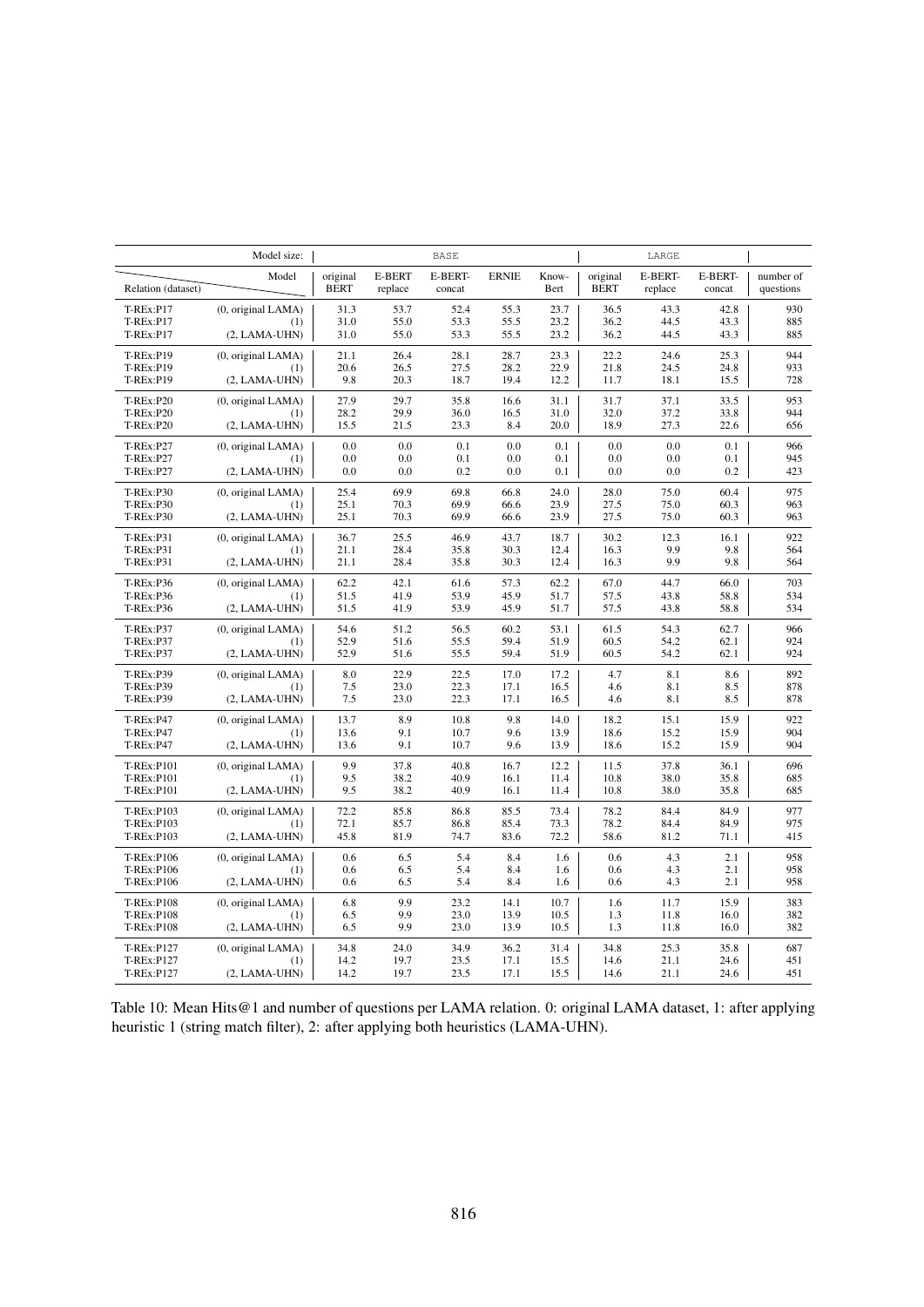| Relation (dataset) | | BASE original BERT | BASE E-BERT replace | BASE E-BERT-concat | BASE ERNIE | BASE Know-Bert | LARGE original BERT | LARGE E-BERT-replace | LARGE E-BERT-concat | number of questions |
|---|---|---|---|---|---|---|---|---|---|---|
| T-REx:P17 | (0, original LAMA) | 31.3 | 53.7 | 52.4 | 55.3 | 23.7 | 36.5 | 43.3 | 42.8 | 930 |
| T-REx:P17 | (1) | 31.0 | 55.0 | 53.3 | 55.5 | 23.2 | 36.2 | 44.5 | 43.3 | 885 |
| T-REx:P17 | (2, LAMA-UHN) | 31.0 | 55.0 | 53.3 | 55.5 | 23.2 | 36.2 | 44.5 | 43.3 | 885 |
| T-REx:P19 | (0, original LAMA) | 21.1 | 26.4 | 28.1 | 28.7 | 23.3 | 22.2 | 24.6 | 25.3 | 944 |
| T-REx:P19 | (1) | 20.6 | 26.5 | 27.5 | 28.2 | 22.9 | 21.8 | 24.5 | 24.8 | 933 |
| T-REx:P19 | (2, LAMA-UHN) | 9.8 | 20.3 | 18.7 | 19.4 | 12.2 | 11.7 | 18.1 | 15.5 | 728 |
| T-REx:P20 | (0, original LAMA) | 27.9 | 29.7 | 35.8 | 16.6 | 31.1 | 31.7 | 37.1 | 33.5 | 953 |
| T-REx:P20 | (1) | 28.2 | 29.9 | 36.0 | 16.5 | 31.0 | 32.0 | 37.2 | 33.8 | 944 |
| T-REx:P20 | (2, LAMA-UHN) | 15.5 | 21.5 | 23.3 | 8.4 | 20.0 | 18.9 | 27.3 | 22.6 | 656 |
| T-REx:P27 | (0, original LAMA) | 0.0 | 0.0 | 0.1 | 0.0 | 0.1 | 0.0 | 0.0 | 0.1 | 966 |
| T-REx:P27 | (1) | 0.0 | 0.0 | 0.1 | 0.0 | 0.1 | 0.0 | 0.0 | 0.1 | 945 |
| T-REx:P27 | (2, LAMA-UHN) | 0.0 | 0.0 | 0.2 | 0.0 | 0.1 | 0.0 | 0.0 | 0.2 | 423 |
| T-REx:P30 | (0, original LAMA) | 25.4 | 69.9 | 69.8 | 66.8 | 24.0 | 28.0 | 75.0 | 60.4 | 975 |
| T-REx:P30 | (1) | 25.1 | 70.3 | 69.9 | 66.6 | 23.9 | 27.5 | 75.0 | 60.3 | 963 |
| T-REx:P30 | (2, LAMA-UHN) | 25.1 | 70.3 | 69.9 | 66.6 | 23.9 | 27.5 | 75.0 | 60.3 | 963 |
| T-REx:P31 | (0, original LAMA) | 36.7 | 25.5 | 46.9 | 43.7 | 18.7 | 30.2 | 12.3 | 16.1 | 922 |
| T-REx:P31 | (1) | 21.1 | 28.4 | 35.8 | 30.3 | 12.4 | 16.3 | 9.9 | 9.8 | 564 |
| T-REx:P31 | (2, LAMA-UHN) | 21.1 | 28.4 | 35.8 | 30.3 | 12.4 | 16.3 | 9.9 | 9.8 | 564 |
| T-REx:P36 | (0, original LAMA) | 62.2 | 42.1 | 61.6 | 57.3 | 62.2 | 67.0 | 44.7 | 66.0 | 703 |
| T-REx:P36 | (1) | 51.5 | 41.9 | 53.9 | 45.9 | 51.7 | 57.5 | 43.8 | 58.8 | 534 |
| T-REx:P36 | (2, LAMA-UHN) | 51.5 | 41.9 | 53.9 | 45.9 | 51.7 | 57.5 | 43.8 | 58.8 | 534 |
| T-REx:P37 | (0, original LAMA) | 54.6 | 51.2 | 56.5 | 60.2 | 53.1 | 61.5 | 54.3 | 62.7 | 966 |
| T-REx:P37 | (1) | 52.9 | 51.6 | 55.5 | 59.4 | 51.9 | 60.5 | 54.2 | 62.1 | 924 |
| T-REx:P37 | (2, LAMA-UHN) | 52.9 | 51.6 | 55.5 | 59.4 | 51.9 | 60.5 | 54.2 | 62.1 | 924 |
| T-REx:P39 | (0, original LAMA) | 8.0 | 22.9 | 22.5 | 17.0 | 17.2 | 4.7 | 8.1 | 8.6 | 892 |
| T-REx:P39 | (1) | 7.5 | 23.0 | 22.3 | 17.1 | 16.5 | 4.6 | 8.1 | 8.5 | 878 |
| T-REx:P39 | (2, LAMA-UHN) | 7.5 | 23.0 | 22.3 | 17.1 | 16.5 | 4.6 | 8.1 | 8.5 | 878 |
| T-REx:P47 | (0, original LAMA) | 13.7 | 8.9 | 10.8 | 9.8 | 14.0 | 18.2 | 15.1 | 15.9 | 922 |
| T-REx:P47 | (1) | 13.6 | 9.1 | 10.7 | 9.6 | 13.9 | 18.6 | 15.2 | 15.9 | 904 |
| T-REx:P47 | (2, LAMA-UHN) | 13.6 | 9.1 | 10.7 | 9.6 | 13.9 | 18.6 | 15.2 | 15.9 | 904 |
| T-REx:P101 | (0, original LAMA) | 9.9 | 37.8 | 40.8 | 16.7 | 12.2 | 11.5 | 37.8 | 36.1 | 696 |
| T-REx:P101 | (1) | 9.5 | 38.2 | 40.9 | 16.1 | 11.4 | 10.8 | 38.0 | 35.8 | 685 |
| T-REx:P101 | (2, LAMA-UHN) | 9.5 | 38.2 | 40.9 | 16.1 | 11.4 | 10.8 | 38.0 | 35.8 | 685 |
| T-REx:P103 | (0, original LAMA) | 72.2 | 85.8 | 86.8 | 85.5 | 73.4 | 78.2 | 84.4 | 84.9 | 977 |
| T-REx:P103 | (1) | 72.1 | 85.7 | 86.8 | 85.4 | 73.3 | 78.2 | 84.4 | 84.9 | 975 |
| T-REx:P103 | (2, LAMA-UHN) | 45.8 | 81.9 | 74.7 | 83.6 | 72.2 | 58.6 | 81.2 | 71.1 | 415 |
| T-REx:P106 | (0, original LAMA) | 0.6 | 6.5 | 5.4 | 8.4 | 1.6 | 0.6 | 4.3 | 2.1 | 958 |
| T-REx:P106 | (1) | 0.6 | 6.5 | 5.4 | 8.4 | 1.6 | 0.6 | 4.3 | 2.1 | 958 |
| T-REx:P106 | (2, LAMA-UHN) | 0.6 | 6.5 | 5.4 | 8.4 | 1.6 | 0.6 | 4.3 | 2.1 | 958 |
| T-REx:P108 | (0, original LAMA) | 6.8 | 9.9 | 23.2 | 14.1 | 10.7 | 1.6 | 11.7 | 15.9 | 383 |
| T-REx:P108 | (1) | 6.5 | 9.9 | 23.0 | 13.9 | 10.5 | 1.3 | 11.8 | 16.0 | 382 |
| T-REx:P108 | (2, LAMA-UHN) | 6.5 | 9.9 | 23.0 | 13.9 | 10.5 | 1.3 | 11.8 | 16.0 | 382 |
| T-REx:P127 | (0, original LAMA) | 34.8 | 24.0 | 34.9 | 36.2 | 31.4 | 34.8 | 25.3 | 35.8 | 687 |
| T-REx:P127 | (1) | 14.2 | 19.7 | 23.5 | 17.1 | 15.5 | 14.6 | 21.1 | 24.6 | 451 |
| T-REx:P127 | (2, LAMA-UHN) | 14.2 | 19.7 | 23.5 | 17.1 | 15.5 | 14.6 | 21.1 | 24.6 | 451 |

Table 10: Mean Hits@1 and number of questions per LAMA relation. 0: original LAMA dataset, 1: after applying heuristic 1 (string match filter), 2: after applying both heuristics (LAMA-UHN).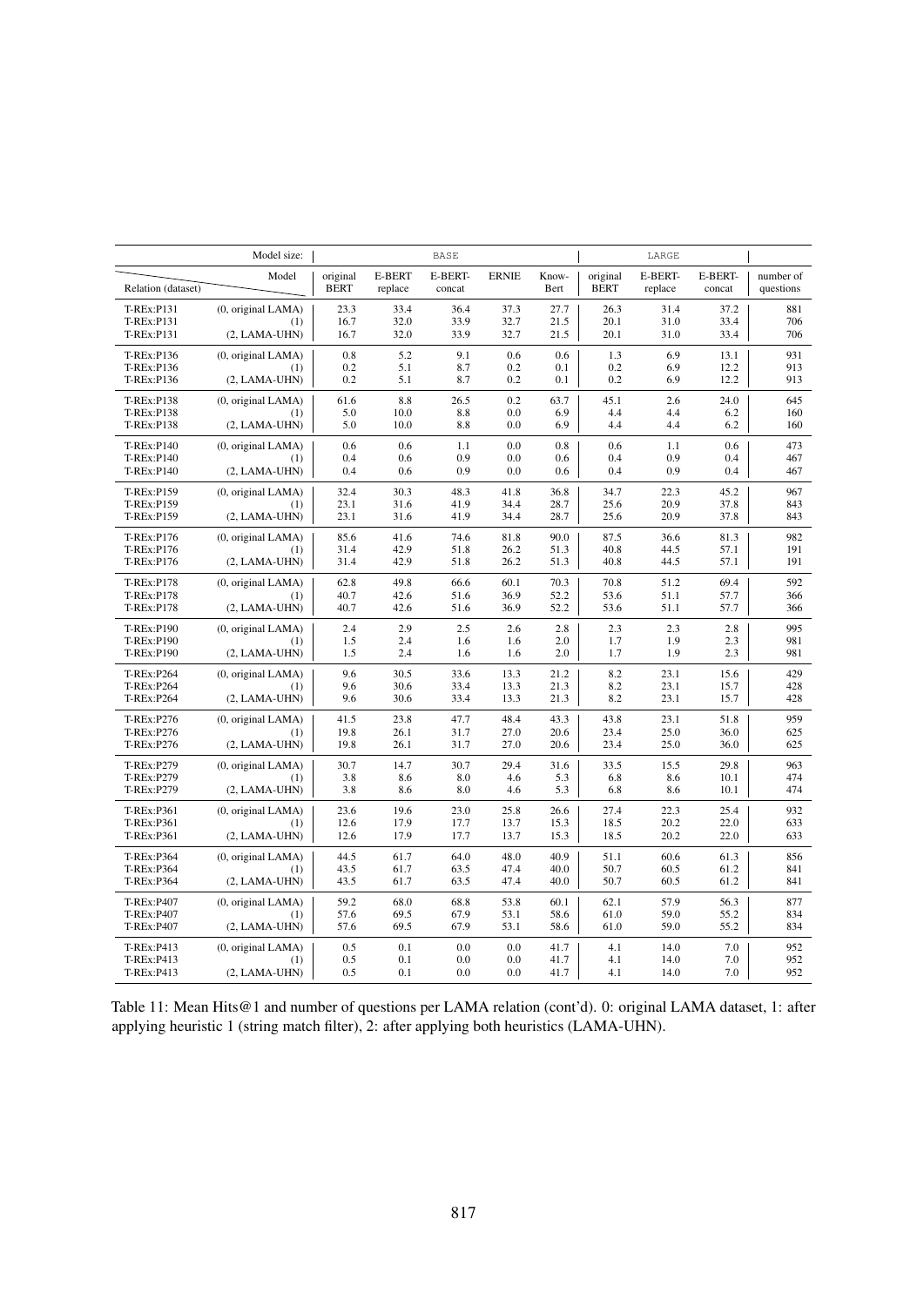| Relation (dataset) | Model size: / Model | BASE original BERT | BASE E-BERT replace | BASE E-BERT-concat | BASE ERNIE | BASE Know-Bert | LARGE original BERT | LARGE E-BERT-replace | LARGE E-BERT-concat | number of questions |
|---|---|---|---|---|---|---|---|---|---|---|
| T-REx:P131 | (0, original LAMA) | 23.3 | 33.4 | 36.4 | 37.3 | 27.7 | 26.3 | 31.4 | 37.2 | 881 |
| T-REx:P131 | (1) | 16.7 | 32.0 | 33.9 | 32.7 | 21.5 | 20.1 | 31.0 | 33.4 | 706 |
| T-REx:P131 | (2, LAMA-UHN) | 16.7 | 32.0 | 33.9 | 32.7 | 21.5 | 20.1 | 31.0 | 33.4 | 706 |
| T-REx:P136 | (0, original LAMA) | 0.8 | 5.2 | 9.1 | 0.6 | 0.6 | 1.3 | 6.9 | 13.1 | 931 |
| T-REx:P136 | (1) | 0.2 | 5.1 | 8.7 | 0.2 | 0.1 | 0.2 | 6.9 | 12.2 | 913 |
| T-REx:P136 | (2, LAMA-UHN) | 0.2 | 5.1 | 8.7 | 0.2 | 0.1 | 0.2 | 6.9 | 12.2 | 913 |
| T-REx:P138 | (0, original LAMA) | 61.6 | 8.8 | 26.5 | 0.2 | 63.7 | 45.1 | 2.6 | 24.0 | 645 |
| T-REx:P138 | (1) | 5.0 | 10.0 | 8.8 | 0.0 | 6.9 | 4.4 | 4.4 | 6.2 | 160 |
| T-REx:P138 | (2, LAMA-UHN) | 5.0 | 10.0 | 8.8 | 0.0 | 6.9 | 4.4 | 4.4 | 6.2 | 160 |
| T-REx:P140 | (0, original LAMA) | 0.6 | 0.6 | 1.1 | 0.0 | 0.8 | 0.6 | 1.1 | 0.6 | 473 |
| T-REx:P140 | (1) | 0.4 | 0.6 | 0.9 | 0.0 | 0.6 | 0.4 | 0.9 | 0.4 | 467 |
| T-REx:P140 | (2, LAMA-UHN) | 0.4 | 0.6 | 0.9 | 0.0 | 0.6 | 0.4 | 0.9 | 0.4 | 467 |
| T-REx:P159 | (0, original LAMA) | 32.4 | 30.3 | 48.3 | 41.8 | 36.8 | 34.7 | 22.3 | 45.2 | 967 |
| T-REx:P159 | (1) | 23.1 | 31.6 | 41.9 | 34.4 | 28.7 | 25.6 | 20.9 | 37.8 | 843 |
| T-REx:P159 | (2, LAMA-UHN) | 23.1 | 31.6 | 41.9 | 34.4 | 28.7 | 25.6 | 20.9 | 37.8 | 843 |
| T-REx:P176 | (0, original LAMA) | 85.6 | 41.6 | 74.6 | 81.8 | 90.0 | 87.5 | 36.6 | 81.3 | 982 |
| T-REx:P176 | (1) | 31.4 | 42.9 | 51.8 | 26.2 | 51.3 | 40.8 | 44.5 | 57.1 | 191 |
| T-REx:P176 | (2, LAMA-UHN) | 31.4 | 42.9 | 51.8 | 26.2 | 51.3 | 40.8 | 44.5 | 57.1 | 191 |
| T-REx:P178 | (0, original LAMA) | 62.8 | 49.8 | 66.6 | 60.1 | 70.3 | 70.8 | 51.2 | 69.4 | 592 |
| T-REx:P178 | (1) | 40.7 | 42.6 | 51.6 | 36.9 | 52.2 | 53.6 | 51.1 | 57.7 | 366 |
| T-REx:P178 | (2, LAMA-UHN) | 40.7 | 42.6 | 51.6 | 36.9 | 52.2 | 53.6 | 51.1 | 57.7 | 366 |
| T-REx:P190 | (0, original LAMA) | 2.4 | 2.9 | 2.5 | 2.6 | 2.8 | 2.3 | 2.3 | 2.8 | 995 |
| T-REx:P190 | (1) | 1.5 | 2.4 | 1.6 | 1.6 | 2.0 | 1.7 | 1.9 | 2.3 | 981 |
| T-REx:P190 | (2, LAMA-UHN) | 1.5 | 2.4 | 1.6 | 1.6 | 2.0 | 1.7 | 1.9 | 2.3 | 981 |
| T-REx:P264 | (0, original LAMA) | 9.6 | 30.5 | 33.6 | 13.3 | 21.2 | 8.2 | 23.1 | 15.6 | 429 |
| T-REx:P264 | (1) | 9.6 | 30.6 | 33.4 | 13.3 | 21.3 | 8.2 | 23.1 | 15.7 | 428 |
| T-REx:P264 | (2, LAMA-UHN) | 9.6 | 30.6 | 33.4 | 13.3 | 21.3 | 8.2 | 23.1 | 15.7 | 428 |
| T-REx:P276 | (0, original LAMA) | 41.5 | 23.8 | 47.7 | 48.4 | 43.3 | 43.8 | 23.1 | 51.8 | 959 |
| T-REx:P276 | (1) | 19.8 | 26.1 | 31.7 | 27.0 | 20.6 | 23.4 | 25.0 | 36.0 | 625 |
| T-REx:P276 | (2, LAMA-UHN) | 19.8 | 26.1 | 31.7 | 27.0 | 20.6 | 23.4 | 25.0 | 36.0 | 625 |
| T-REx:P279 | (0, original LAMA) | 30.7 | 14.7 | 30.7 | 29.4 | 31.6 | 33.5 | 15.5 | 29.8 | 963 |
| T-REx:P279 | (1) | 3.8 | 8.6 | 8.0 | 4.6 | 5.3 | 6.8 | 8.6 | 10.1 | 474 |
| T-REx:P279 | (2, LAMA-UHN) | 3.8 | 8.6 | 8.0 | 4.6 | 5.3 | 6.8 | 8.6 | 10.1 | 474 |
| T-REx:P361 | (0, original LAMA) | 23.6 | 19.6 | 23.0 | 25.8 | 26.6 | 27.4 | 22.3 | 25.4 | 932 |
| T-REx:P361 | (1) | 12.6 | 17.9 | 17.7 | 13.7 | 15.3 | 18.5 | 20.2 | 22.0 | 633 |
| T-REx:P361 | (2, LAMA-UHN) | 12.6 | 17.9 | 17.7 | 13.7 | 15.3 | 18.5 | 20.2 | 22.0 | 633 |
| T-REx:P364 | (0, original LAMA) | 44.5 | 61.7 | 64.0 | 48.0 | 40.9 | 51.1 | 60.6 | 61.3 | 856 |
| T-REx:P364 | (1) | 43.5 | 61.7 | 63.5 | 47.4 | 40.0 | 50.7 | 60.5 | 61.2 | 841 |
| T-REx:P364 | (2, LAMA-UHN) | 43.5 | 61.7 | 63.5 | 47.4 | 40.0 | 50.7 | 60.5 | 61.2 | 841 |
| T-REx:P407 | (0, original LAMA) | 59.2 | 68.0 | 68.8 | 53.8 | 60.1 | 62.1 | 57.9 | 56.3 | 877 |
| T-REx:P407 | (1) | 57.6 | 69.5 | 67.9 | 53.1 | 58.6 | 61.0 | 59.0 | 55.2 | 834 |
| T-REx:P407 | (2, LAMA-UHN) | 57.6 | 69.5 | 67.9 | 53.1 | 58.6 | 61.0 | 59.0 | 55.2 | 834 |
| T-REx:P413 | (0, original LAMA) | 0.5 | 0.1 | 0.0 | 0.0 | 41.7 | 4.1 | 14.0 | 7.0 | 952 |
| T-REx:P413 | (1) | 0.5 | 0.1 | 0.0 | 0.0 | 41.7 | 4.1 | 14.0 | 7.0 | 952 |
| T-REx:P413 | (2, LAMA-UHN) | 0.5 | 0.1 | 0.0 | 0.0 | 41.7 | 4.1 | 14.0 | 7.0 | 952 |

Table 11: Mean Hits@1 and number of questions per LAMA relation (cont'd). 0: original LAMA dataset, 1: after applying heuristic 1 (string match filter), 2: after applying both heuristics (LAMA-UHN).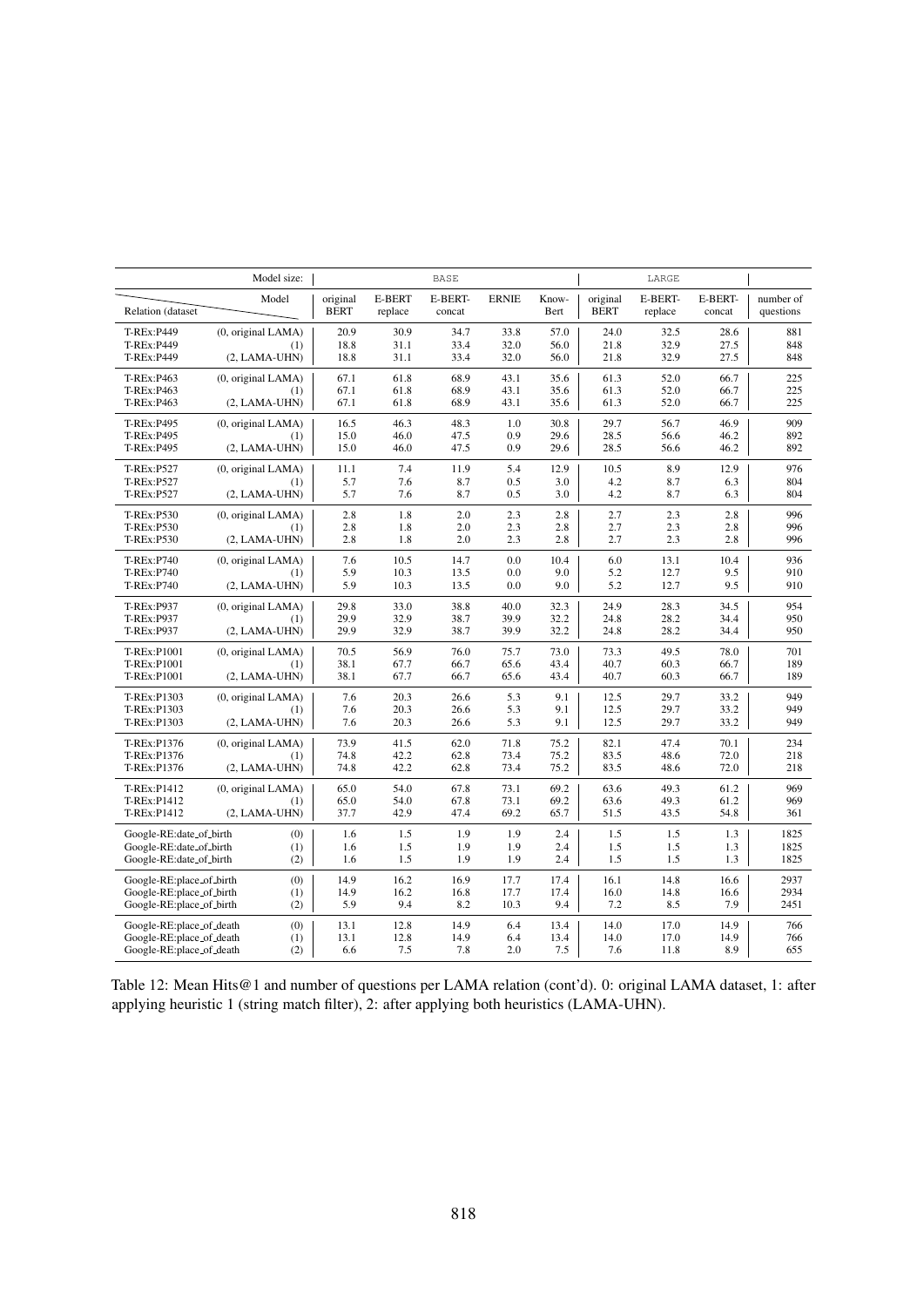| Model size: | | BASE | | | | | LARGE | | | |
|---|---|---|---|---|---|---|---|---|---|---|
| Relation (dataset | Model | original BERT | E-BERT replace | E-BERT-concat | ERNIE | Know-Bert | original BERT | E-BERT-replace | E-BERT-concat | number of questions |
| T-REx:P449 | (0, original LAMA) | 20.9 | 30.9 | 34.7 | 33.8 | 57.0 | 24.0 | 32.5 | 28.6 | 881 |
| T-REx:P449 | (1) | 18.8 | 31.1 | 33.4 | 32.0 | 56.0 | 21.8 | 32.9 | 27.5 | 848 |
| T-REx:P449 | (2, LAMA-UHN) | 18.8 | 31.1 | 33.4 | 32.0 | 56.0 | 21.8 | 32.9 | 27.5 | 848 |
| T-REx:P463 | (0, original LAMA) | 67.1 | 61.8 | 68.9 | 43.1 | 35.6 | 61.3 | 52.0 | 66.7 | 225 |
| T-REx:P463 | (1) | 67.1 | 61.8 | 68.9 | 43.1 | 35.6 | 61.3 | 52.0 | 66.7 | 225 |
| T-REx:P463 | (2, LAMA-UHN) | 67.1 | 61.8 | 68.9 | 43.1 | 35.6 | 61.3 | 52.0 | 66.7 | 225 |
| T-REx:P495 | (0, original LAMA) | 16.5 | 46.3 | 48.3 | 1.0 | 30.8 | 29.7 | 56.7 | 46.9 | 909 |
| T-REx:P495 | (1) | 15.0 | 46.0 | 47.5 | 0.9 | 29.6 | 28.5 | 56.6 | 46.2 | 892 |
| T-REx:P495 | (2, LAMA-UHN) | 15.0 | 46.0 | 47.5 | 0.9 | 29.6 | 28.5 | 56.6 | 46.2 | 892 |
| T-REx:P527 | (0, original LAMA) | 11.1 | 7.4 | 11.9 | 5.4 | 12.9 | 10.5 | 8.9 | 12.9 | 976 |
| T-REx:P527 | (1) | 5.7 | 7.6 | 8.7 | 0.5 | 3.0 | 4.2 | 8.7 | 6.3 | 804 |
| T-REx:P527 | (2, LAMA-UHN) | 5.7 | 7.6 | 8.7 | 0.5 | 3.0 | 4.2 | 8.7 | 6.3 | 804 |
| T-REx:P530 | (0, original LAMA) | 2.8 | 1.8 | 2.0 | 2.3 | 2.8 | 2.7 | 2.3 | 2.8 | 996 |
| T-REx:P530 | (1) | 2.8 | 1.8 | 2.0 | 2.3 | 2.8 | 2.7 | 2.3 | 2.8 | 996 |
| T-REx:P530 | (2, LAMA-UHN) | 2.8 | 1.8 | 2.0 | 2.3 | 2.8 | 2.7 | 2.3 | 2.8 | 996 |
| T-REx:P740 | (0, original LAMA) | 7.6 | 10.5 | 14.7 | 0.0 | 10.4 | 6.0 | 13.1 | 10.4 | 936 |
| T-REx:P740 | (1) | 5.9 | 10.3 | 13.5 | 0.0 | 9.0 | 5.2 | 12.7 | 9.5 | 910 |
| T-REx:P740 | (2, LAMA-UHN) | 5.9 | 10.3 | 13.5 | 0.0 | 9.0 | 5.2 | 12.7 | 9.5 | 910 |
| T-REx:P937 | (0, original LAMA) | 29.8 | 33.0 | 38.8 | 40.0 | 32.3 | 24.9 | 28.3 | 34.5 | 954 |
| T-REx:P937 | (1) | 29.9 | 32.9 | 38.7 | 39.9 | 32.2 | 24.8 | 28.2 | 34.4 | 950 |
| T-REx:P937 | (2, LAMA-UHN) | 29.9 | 32.9 | 38.7 | 39.9 | 32.2 | 24.8 | 28.2 | 34.4 | 950 |
| T-REx:P1001 | (0, original LAMA) | 70.5 | 56.9 | 76.0 | 75.7 | 73.0 | 73.3 | 49.5 | 78.0 | 701 |
| T-REx:P1001 | (1) | 38.1 | 67.7 | 66.7 | 65.6 | 43.4 | 40.7 | 60.3 | 66.7 | 189 |
| T-REx:P1001 | (2, LAMA-UHN) | 38.1 | 67.7 | 66.7 | 65.6 | 43.4 | 40.7 | 60.3 | 66.7 | 189 |
| T-REx:P1303 | (0, original LAMA) | 7.6 | 20.3 | 26.6 | 5.3 | 9.1 | 12.5 | 29.7 | 33.2 | 949 |
| T-REx:P1303 | (1) | 7.6 | 20.3 | 26.6 | 5.3 | 9.1 | 12.5 | 29.7 | 33.2 | 949 |
| T-REx:P1303 | (2, LAMA-UHN) | 7.6 | 20.3 | 26.6 | 5.3 | 9.1 | 12.5 | 29.7 | 33.2 | 949 |
| T-REx:P1376 | (0, original LAMA) | 73.9 | 41.5 | 62.0 | 71.8 | 75.2 | 82.1 | 47.4 | 70.1 | 234 |
| T-REx:P1376 | (1) | 74.8 | 42.2 | 62.8 | 73.4 | 75.2 | 83.5 | 48.6 | 72.0 | 218 |
| T-REx:P1376 | (2, LAMA-UHN) | 74.8 | 42.2 | 62.8 | 73.4 | 75.2 | 83.5 | 48.6 | 72.0 | 218 |
| T-REx:P1412 | (0, original LAMA) | 65.0 | 54.0 | 67.8 | 73.1 | 69.2 | 63.6 | 49.3 | 61.2 | 969 |
| T-REx:P1412 | (1) | 65.0 | 54.0 | 67.8 | 73.1 | 69.2 | 63.6 | 49.3 | 61.2 | 969 |
| T-REx:P1412 | (2, LAMA-UHN) | 37.7 | 42.9 | 47.4 | 69.2 | 65.7 | 51.5 | 43.5 | 54.8 | 361 |
| Google-RE:date_of_birth | (0) | 1.6 | 1.5 | 1.9 | 1.9 | 2.4 | 1.5 | 1.5 | 1.3 | 1825 |
| Google-RE:date_of_birth | (1) | 1.6 | 1.5 | 1.9 | 1.9 | 2.4 | 1.5 | 1.5 | 1.3 | 1825 |
| Google-RE:date_of_birth | (2) | 1.6 | 1.5 | 1.9 | 1.9 | 2.4 | 1.5 | 1.5 | 1.3 | 1825 |
| Google-RE:place_of_birth | (0) | 14.9 | 16.2 | 16.9 | 17.7 | 17.4 | 16.1 | 14.8 | 16.6 | 2937 |
| Google-RE:place_of_birth | (1) | 14.9 | 16.2 | 16.8 | 17.7 | 17.4 | 16.0 | 14.8 | 16.6 | 2934 |
| Google-RE:place_of_birth | (2) | 5.9 | 9.4 | 8.2 | 10.3 | 9.4 | 7.2 | 8.5 | 7.9 | 2451 |
| Google-RE:place_of_death | (0) | 13.1 | 12.8 | 14.9 | 6.4 | 13.4 | 14.0 | 17.0 | 14.9 | 766 |
| Google-RE:place_of_death | (1) | 13.1 | 12.8 | 14.9 | 6.4 | 13.4 | 14.0 | 17.0 | 14.9 | 766 |
| Google-RE:place_of_death | (2) | 6.6 | 7.5 | 7.8 | 2.0 | 7.5 | 7.6 | 11.8 | 8.9 | 655 |

Table 12: Mean Hits@1 and number of questions per LAMA relation (cont'd). 0: original LAMA dataset, 1: after applying heuristic 1 (string match filter), 2: after applying both heuristics (LAMA-UHN).